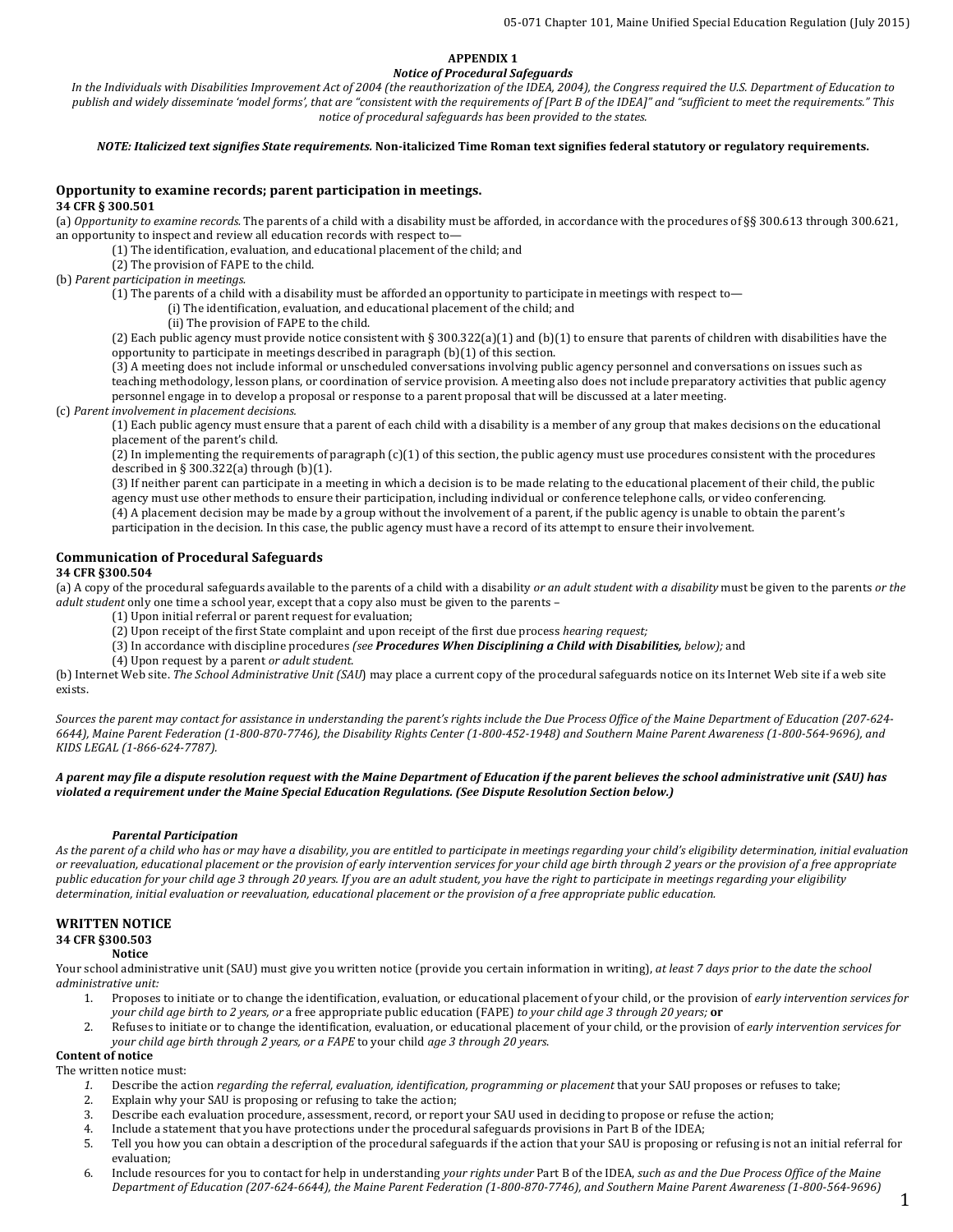## APPENDIX 1

### *Notice of Procedural Safeguards*

*In the Individuals with Disabilities Improvement Act of 2004 (the reauthorization of the IDEA, 2004), the Congress required the U.S. Department of Education to publish and widely disseminate 'model forms', that are "consistent with the requirements of [Part B of the IDEA]" and "sufficient to meet the requirements." This notice of procedural safeguards has been provided to the states.*

***NOTE: Italicized text signifies State requirements.* Non-italicized Time Roman text signifies federal statutory or regulatory requirements.**

### Opportunity to examine records; parent participation in meetings.

**34 CFR § 300.501**

(a) *Opportunity to examine records.* The parents of a child with a disability must be afforded, in accordance with the procedures of §§ 300.613 through 300.621, an opportunity to inspect and review all education records with respect to—

(1) The identification, evaluation, and educational placement of the child; and

(2) The provision of FAPE to the child.

(b) *Parent participation in meetings.*

(1) The parents of a child with a disability must be afforded an opportunity to participate in meetings with respect to—

(i) The identification, evaluation, and educational placement of the child; and

(ii) The provision of FAPE to the child.

(2) Each public agency must provide notice consistent with § 300.322(a)(1) and (b)(1) to ensure that parents of children with disabilities have the opportunity to participate in meetings described in paragraph (b)(1) of this section.

(3) A meeting does not include informal or unscheduled conversations involving public agency personnel and conversations on issues such as teaching methodology, lesson plans, or coordination of service provision. A meeting also does not include preparatory activities that public agency personnel engage in to develop a proposal or response to a parent proposal that will be discussed at a later meeting.

(c) *Parent involvement in placement decisions.*

(1) Each public agency must ensure that a parent of each child with a disability is a member of any group that makes decisions on the educational placement of the parent's child.

(2) In implementing the requirements of paragraph (c)(1) of this section, the public agency must use procedures consistent with the procedures described in § 300.322(a) through (b)(1).

(3) If neither parent can participate in a meeting in which a decision is to be made relating to the educational placement of their child, the public agency must use other methods to ensure their participation, including individual or conference telephone calls, or video conferencing.

(4) A placement decision may be made by a group without the involvement of a parent, if the public agency is unable to obtain the parent's participation in the decision. In this case, the public agency must have a record of its attempt to ensure their involvement.

### Communication of Procedural Safeguards

**34 CFR §300.504**

(a) A copy of the procedural safeguards available to the parents of a child with a disability *or an adult student with a disability* must be given to the parents *or the adult student* only one time a school year, except that a copy also must be given to the parents –

(1) Upon initial referral or parent request for evaluation;

(2) Upon receipt of the first State complaint and upon receipt of the first due process *hearing request;*

(3) In accordance with discipline procedures *(see* ***Procedures When Disciplining a Child with Disabilities,*** *below);* and

(4) Upon request by a parent *or adult student.*

(b) Internet Web site. *The School Administrative Unit (SAU*) may place a current copy of the procedural safeguards notice on its Internet Web site if a web site exists.

*Sources the parent may contact for assistance in understanding the parent's rights include the Due Process Office of the Maine Department of Education (207-624-6644), Maine Parent Federation (1-800-870-7746), the Disability Rights Center (1-800-452-1948) and Southern Maine Parent Awareness (1-800-564-9696), and KIDS LEGAL (1-866-624-7787).*

***A parent may file a dispute resolution request with the Maine Department of Education if the parent believes the school administrative unit (SAU) has violated a requirement under the Maine Special Education Regulations. (See Dispute Resolution Section below.)***

#### *Parental Participation*

*As the parent of a child who has or may have a disability, you are entitled to participate in meetings regarding your child's eligibility determination, initial evaluation or reevaluation, educational placement or the provision of early intervention services for your child age birth through 2 years or the provision of a free appropriate public education for your child age 3 through 20 years. If you are an adult student, you have the right to participate in meetings regarding your eligibility determination, initial evaluation or reevaluation, educational placement or the provision of a free appropriate public education.*

### WRITTEN NOTICE

**34 CFR §300.503**

**Notice**

Your school administrative unit (SAU) must give you written notice (provide you certain information in writing), *at least 7 days prior to the date the school administrative unit:*

1. Proposes to initiate or to change the identification, evaluation, or educational placement of your child, or the provision of *early intervention services for your child age birth to 2 years, or* a free appropriate public education (FAPE) *to your child age 3 through 20 years;* **or**
2. Refuses to initiate or to change the identification, evaluation, or educational placement of your child, or the provision of *early intervention services for your child age birth through 2 years, or a FAPE* to your child *age 3 through 20 years.*

**Content of notice**

The written notice must:

1. Describe the action *regarding the referral, evaluation, identification, programming or placement* that your SAU proposes or refuses to take;
2. Explain why your SAU is proposing or refusing to take the action;
3. Describe each evaluation procedure, assessment, record, or report your SAU used in deciding to propose or refuse the action;
4. Include a statement that you have protections under the procedural safeguards provisions in Part B of the IDEA;
5. Tell you how you can obtain a description of the procedural safeguards if the action that your SAU is proposing or refusing is not an initial referral for evaluation;
6. Include resources for you to contact for help in understanding *your rights under* Part B of the IDEA, *such as and the Due Process Office of the Maine Department of Education (207-624-6644), the Maine Parent Federation (1-800-870-7746), and Southern Maine Parent Awareness (1-800-564-9696)*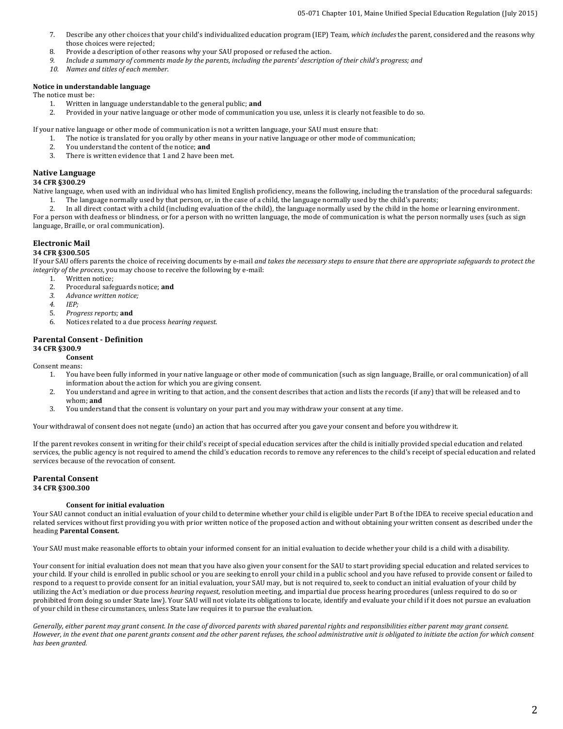7. Describe any other choices that your child's individualized education program (IEP) Team, *which includes* the parent, considered and the reasons why those choices were rejected;
8. Provide a description of other reasons why your SAU proposed or refused the action.
9. *Include a summary of comments made by the parents, including the parents' description of their child's progress; and*
10. *Names and titles of each member.*

**Notice in understandable language**

The notice must be:

1. Written in language understandable to the general public; **and**
2. Provided in your native language or other mode of communication you use, unless it is clearly not feasible to do so.

If your native language or other mode of communication is not a written language, your SAU must ensure that:

1. The notice is translated for you orally by other means in your native language or other mode of communication;
2. You understand the content of the notice; **and**
3. There is written evidence that 1 and 2 have been met.

## Native Language

**34 CFR §300.29**

Native language, when used with an individual who has limited English proficiency, means the following, including the translation of the procedural safeguards:

1. The language normally used by that person, or, in the case of a child, the language normally used by the child's parents;
2. In all direct contact with a child (including evaluation of the child), the language normally used by the child in the home or learning environment.

For a person with deafness or blindness, or for a person with no written language, the mode of communication is what the person normally uses (such as sign language, Braille, or oral communication).

## Electronic Mail

**34 CFR §300.505**

If your SAU offers parents the choice of receiving documents by e-mail *and takes the necessary steps to ensure that there are appropriate safeguards to protect the integrity of the process*, you may choose to receive the following by e-mail:

1. Written notice;
2. Procedural safeguards notice; **and**
3. *Advance written notice;*
4. *IEP;*
5. *Progress reports;* **and**
6. Notices related to a due process *hearing request*.

## Parental Consent - Definition

**34 CFR §300.9**

**Consent**

Consent means:

1. You have been fully informed in your native language or other mode of communication (such as sign language, Braille, or oral communication) of all information about the action for which you are giving consent.
2. You understand and agree in writing to that action, and the consent describes that action and lists the records (if any) that will be released and to whom; **and**
3. You understand that the consent is voluntary on your part and you may withdraw your consent at any time.

Your withdrawal of consent does not negate (undo) an action that has occurred after you gave your consent and before you withdrew it.

If the parent revokes consent in writing for their child's receipt of special education services after the child is initially provided special education and related services, the public agency is not required to amend the child's education records to remove any references to the child's receipt of special education and related services because of the revocation of consent.

## Parental Consent

**34 CFR §300.300**

**Consent for initial evaluation**

Your SAU cannot conduct an initial evaluation of your child to determine whether your child is eligible under Part B of the IDEA to receive special education and related services without first providing you with prior written notice of the proposed action and without obtaining your written consent as described under the heading **Parental Consent.**

Your SAU must make reasonable efforts to obtain your informed consent for an initial evaluation to decide whether your child is a child with a disability.

Your consent for initial evaluation does not mean that you have also given your consent for the SAU to start providing special education and related services to your child. If your child is enrolled in public school or you are seeking to enroll your child in a public school and you have refused to provide consent or failed to respond to a request to provide consent for an initial evaluation, your SAU may, but is not required to, seek to conduct an initial evaluation of your child by utilizing the Act's mediation or due process *hearing request*, resolution meeting, and impartial due process hearing procedures (unless required to do so or prohibited from doing so under State law). Your SAU will not violate its obligations to locate, identify and evaluate your child if it does not pursue an evaluation of your child in these circumstances, unless State law requires it to pursue the evaluation.

*Generally, either parent may grant consent. In the case of divorced parents with shared parental rights and responsibilities either parent may grant consent. However, in the event that one parent grants consent and the other parent refuses, the school administrative unit is obligated to initiate the action for which consent has been granted.*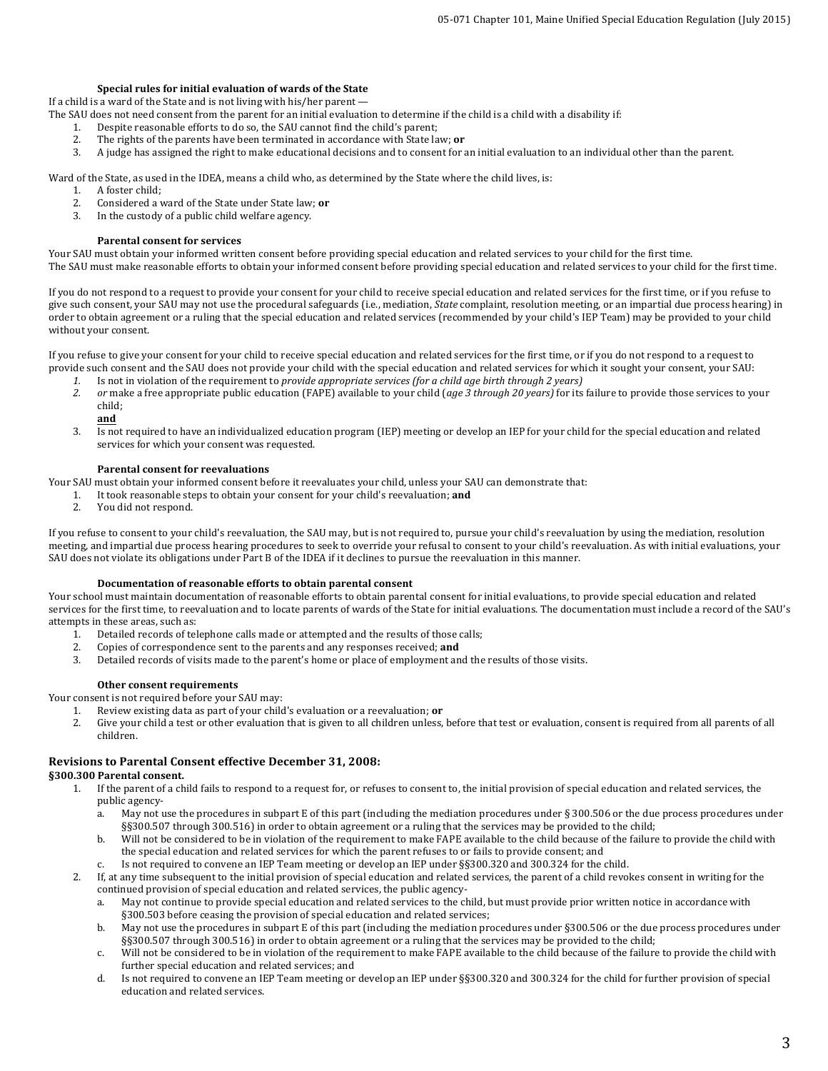**Special rules for initial evaluation of wards of the State**

If a child is a ward of the State and is not living with his/her parent —

The SAU does not need consent from the parent for an initial evaluation to determine if the child is a child with a disability if:

1. Despite reasonable efforts to do so, the SAU cannot find the child's parent;
2. The rights of the parents have been terminated in accordance with State law; **or**
3. A judge has assigned the right to make educational decisions and to consent for an initial evaluation to an individual other than the parent.

Ward of the State, as used in the IDEA, means a child who, as determined by the State where the child lives, is:

1. A foster child;
2. Considered a ward of the State under State law; **or**
3. In the custody of a public child welfare agency.

**Parental consent for services**

Your SAU must obtain your informed written consent before providing special education and related services to your child for the first time.
The SAU must make reasonable efforts to obtain your informed consent before providing special education and related services to your child for the first time.

If you do not respond to a request to provide your consent for your child to receive special education and related services for the first time, or if you refuse to give such consent, your SAU may not use the procedural safeguards (i.e., mediation, *State* complaint, resolution meeting, or an impartial due process hearing) in order to obtain agreement or a ruling that the special education and related services (recommended by your child's IEP Team) may be provided to your child without your consent.

If you refuse to give your consent for your child to receive special education and related services for the first time, or if you do not respond to a request to provide such consent and the SAU does not provide your child with the special education and related services for which it sought your consent, your SAU:

1. Is not in violation of the requirement to *provide appropriate services (for a child age birth through 2 years)*
2. *or* make a free appropriate public education (FAPE) available to your child (*age 3 through 20 years)* for its failure to provide those services to your child;

   **and**
3. Is not required to have an individualized education program (IEP) meeting or develop an IEP for your child for the special education and related services for which your consent was requested.

**Parental consent for reevaluations**

Your SAU must obtain your informed consent before it reevaluates your child, unless your SAU can demonstrate that:

1. It took reasonable steps to obtain your consent for your child's reevaluation; **and**
2. You did not respond.

If you refuse to consent to your child's reevaluation, the SAU may, but is not required to, pursue your child's reevaluation by using the mediation, resolution meeting, and impartial due process hearing procedures to seek to override your refusal to consent to your child's reevaluation. As with initial evaluations, your SAU does not violate its obligations under Part B of the IDEA if it declines to pursue the reevaluation in this manner.

**Documentation of reasonable efforts to obtain parental consent**

Your school must maintain documentation of reasonable efforts to obtain parental consent for initial evaluations, to provide special education and related services for the first time, to reevaluation and to locate parents of wards of the State for initial evaluations. The documentation must include a record of the SAU's attempts in these areas, such as:

1. Detailed records of telephone calls made or attempted and the results of those calls;
2. Copies of correspondence sent to the parents and any responses received; **and**
3. Detailed records of visits made to the parent's home or place of employment and the results of those visits.

**Other consent requirements**

Your consent is not required before your SAU may:

1. Review existing data as part of your child's evaluation or a reevaluation; **or**
2. Give your child a test or other evaluation that is given to all children unless, before that test or evaluation, consent is required from all parents of all children.

## Revisions to Parental Consent effective December 31, 2008:

**§300.300 Parental consent.**

1. If the parent of a child fails to respond to a request for, or refuses to consent to, the initial provision of special education and related services, the public agency-
   a. May not use the procedures in subpart E of this part (including the mediation procedures under § 300.506 or the due process procedures under §§300.507 through 300.516) in order to obtain agreement or a ruling that the services may be provided to the child;
   b. Will not be considered to be in violation of the requirement to make FAPE available to the child because of the failure to provide the child with the special education and related services for which the parent refuses to or fails to provide consent; and
   c. Is not required to convene an IEP Team meeting or develop an IEP under §§300.320 and 300.324 for the child.
2. If, at any time subsequent to the initial provision of special education and related services, the parent of a child revokes consent in writing for the continued provision of special education and related services, the public agency-
   a. May not continue to provide special education and related services to the child, but must provide prior written notice in accordance with §300.503 before ceasing the provision of special education and related services;
   b. May not use the procedures in subpart E of this part (including the mediation procedures under §300.506 or the due process procedures under §§300.507 through 300.516) in order to obtain agreement or a ruling that the services may be provided to the child;
   c. Will not be considered to be in violation of the requirement to make FAPE available to the child because of the failure to provide the child with further special education and related services; and
   d. Is not required to convene an IEP Team meeting or develop an IEP under §§300.320 and 300.324 for the child for further provision of special education and related services.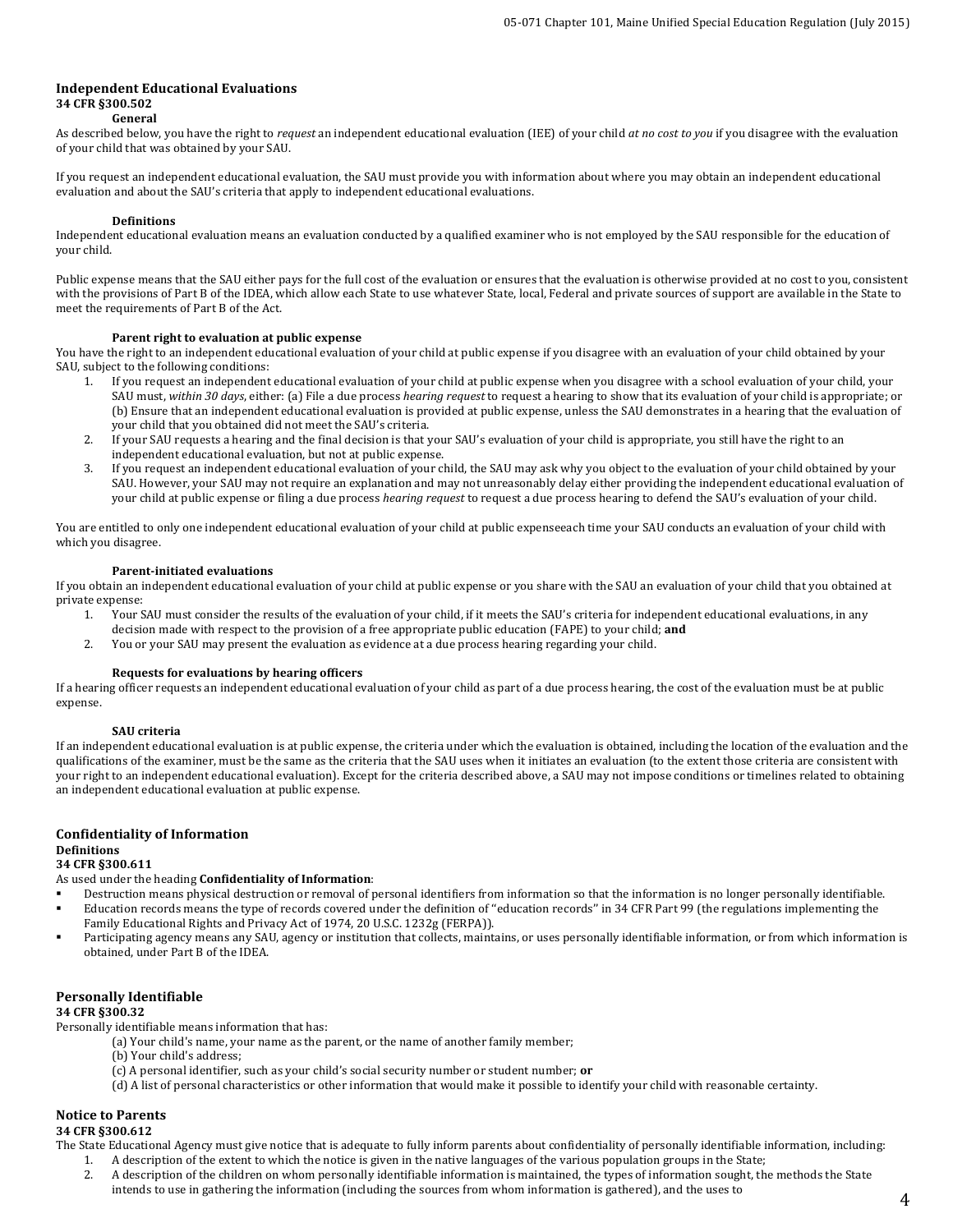## Independent Educational Evaluations

**34 CFR §300.502**

#### General

As described below, you have the right to *request* an independent educational evaluation (IEE) of your child *at no cost to you* if you disagree with the evaluation of your child that was obtained by your SAU.

If you request an independent educational evaluation, the SAU must provide you with information about where you may obtain an independent educational evaluation and about the SAU's criteria that apply to independent educational evaluations.

#### Definitions

Independent educational evaluation means an evaluation conducted by a qualified examiner who is not employed by the SAU responsible for the education of your child.

Public expense means that the SAU either pays for the full cost of the evaluation or ensures that the evaluation is otherwise provided at no cost to you, consistent with the provisions of Part B of the IDEA, which allow each State to use whatever State, local, Federal and private sources of support are available in the State to meet the requirements of Part B of the Act.

#### Parent right to evaluation at public expense

You have the right to an independent educational evaluation of your child at public expense if you disagree with an evaluation of your child obtained by your SAU, subject to the following conditions:

1. If you request an independent educational evaluation of your child at public expense when you disagree with a school evaluation of your child, your SAU must, *within 30 days*, either: (a) File a due process *hearing request* to request a hearing to show that its evaluation of your child is appropriate; or (b) Ensure that an independent educational evaluation is provided at public expense, unless the SAU demonstrates in a hearing that the evaluation of your child that you obtained did not meet the SAU's criteria.
2. If your SAU requests a hearing and the final decision is that your SAU's evaluation of your child is appropriate, you still have the right to an independent educational evaluation, but not at public expense.
3. If you request an independent educational evaluation of your child, the SAU may ask why you object to the evaluation of your child obtained by your SAU. However, your SAU may not require an explanation and may not unreasonably delay either providing the independent educational evaluation of your child at public expense or filing a due process *hearing request* to request a due process hearing to defend the SAU's evaluation of your child.

You are entitled to only one independent educational evaluation of your child at public expenseeach time your SAU conducts an evaluation of your child with which you disagree.

#### Parent-initiated evaluations

If you obtain an independent educational evaluation of your child at public expense or you share with the SAU an evaluation of your child that you obtained at private expense:

1. Your SAU must consider the results of the evaluation of your child, if it meets the SAU's criteria for independent educational evaluations, in any decision made with respect to the provision of a free appropriate public education (FAPE) to your child; **and**
2. You or your SAU may present the evaluation as evidence at a due process hearing regarding your child.

#### Requests for evaluations by hearing officers

If a hearing officer requests an independent educational evaluation of your child as part of a due process hearing, the cost of the evaluation must be at public expense.

#### SAU criteria

If an independent educational evaluation is at public expense, the criteria under which the evaluation is obtained, including the location of the evaluation and the qualifications of the examiner, must be the same as the criteria that the SAU uses when it initiates an evaluation (to the extent those criteria are consistent with your right to an independent educational evaluation). Except for the criteria described above, a SAU may not impose conditions or timelines related to obtaining an independent educational evaluation at public expense.

## Confidentiality of Information

**Definitions**

**34 CFR §300.611**

As used under the heading **Confidentiality of Information**:

- Destruction means physical destruction or removal of personal identifiers from information so that the information is no longer personally identifiable.
- Education records means the type of records covered under the definition of "education records" in 34 CFR Part 99 (the regulations implementing the Family Educational Rights and Privacy Act of 1974, 20 U.S.C. 1232g (FERPA)).
- Participating agency means any SAU, agency or institution that collects, maintains, or uses personally identifiable information, or from which information is obtained, under Part B of the IDEA.

## Personally Identifiable

**34 CFR §300.32**

Personally identifiable means information that has:

(a) Your child's name, your name as the parent, or the name of another family member;
(b) Your child's address;
(c) A personal identifier, such as your child's social security number or student number; **or**
(d) A list of personal characteristics or other information that would make it possible to identify your child with reasonable certainty.

## Notice to Parents

**34 CFR §300.612**

The State Educational Agency must give notice that is adequate to fully inform parents about confidentiality of personally identifiable information, including:

1. A description of the extent to which the notice is given in the native languages of the various population groups in the State;
2. A description of the children on whom personally identifiable information is maintained, the types of information sought, the methods the State intends to use in gathering the information (including the sources from whom information is gathered), and the uses to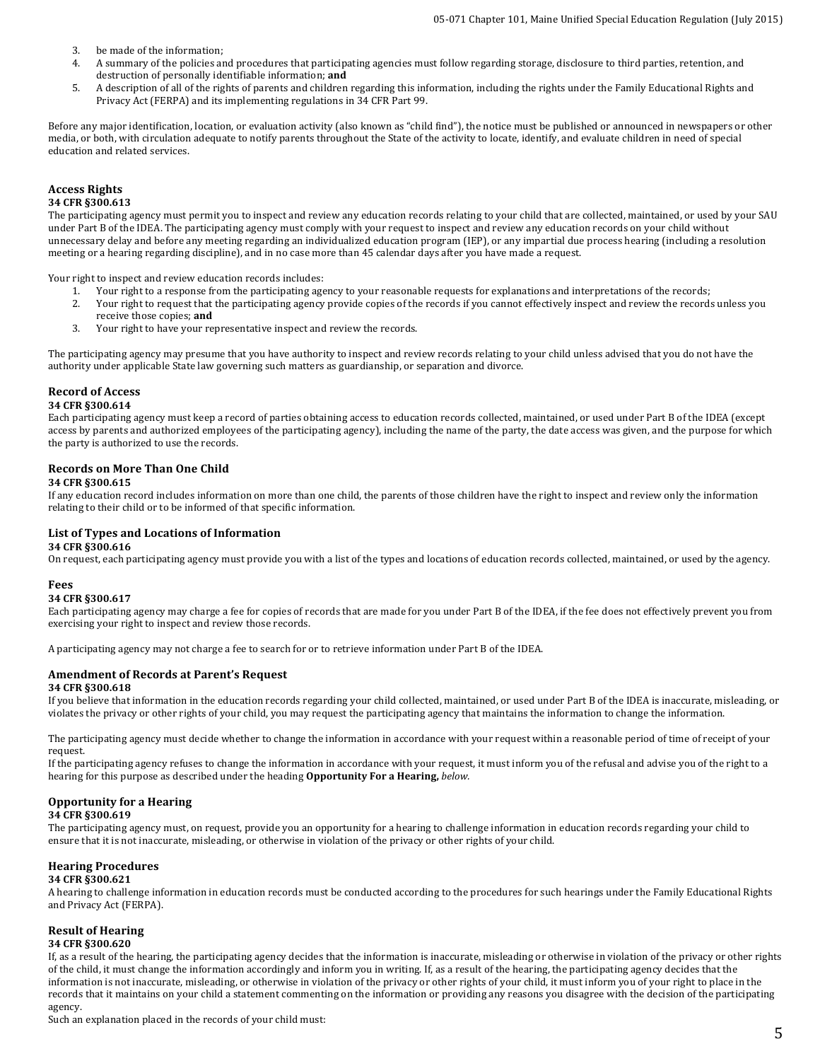3. be made of the information;
4. A summary of the policies and procedures that participating agencies must follow regarding storage, disclosure to third parties, retention, and destruction of personally identifiable information; **and**
5. A description of all of the rights of parents and children regarding this information, including the rights under the Family Educational Rights and Privacy Act (FERPA) and its implementing regulations in 34 CFR Part 99.

Before any major identification, location, or evaluation activity (also known as "child find"), the notice must be published or announced in newspapers or other media, or both, with circulation adequate to notify parents throughout the State of the activity to locate, identify, and evaluate children in need of special education and related services.

### Access Rights

**34 CFR §300.613**

The participating agency must permit you to inspect and review any education records relating to your child that are collected, maintained, or used by your SAU under Part B of the IDEA. The participating agency must comply with your request to inspect and review any education records on your child without unnecessary delay and before any meeting regarding an individualized education program (IEP), or any impartial due process hearing (including a resolution meeting or a hearing regarding discipline), and in no case more than 45 calendar days after you have made a request.

Your right to inspect and review education records includes:

1. Your right to a response from the participating agency to your reasonable requests for explanations and interpretations of the records;
2. Your right to request that the participating agency provide copies of the records if you cannot effectively inspect and review the records unless you receive those copies; **and**
3. Your right to have your representative inspect and review the records.

The participating agency may presume that you have authority to inspect and review records relating to your child unless advised that you do not have the authority under applicable State law governing such matters as guardianship, or separation and divorce.

### Record of Access

**34 CFR §300.614**

Each participating agency must keep a record of parties obtaining access to education records collected, maintained, or used under Part B of the IDEA (except access by parents and authorized employees of the participating agency), including the name of the party, the date access was given, and the purpose for which the party is authorized to use the records.

### Records on More Than One Child

**34 CFR §300.615**

If any education record includes information on more than one child, the parents of those children have the right to inspect and review only the information relating to their child or to be informed of that specific information.

### List of Types and Locations of Information

**34 CFR §300.616**

On request, each participating agency must provide you with a list of the types and locations of education records collected, maintained, or used by the agency.

### Fees

**34 CFR §300.617**

Each participating agency may charge a fee for copies of records that are made for you under Part B of the IDEA, if the fee does not effectively prevent you from exercising your right to inspect and review those records.

A participating agency may not charge a fee to search for or to retrieve information under Part B of the IDEA.

### Amendment of Records at Parent's Request

**34 CFR §300.618**

If you believe that information in the education records regarding your child collected, maintained, or used under Part B of the IDEA is inaccurate, misleading, or violates the privacy or other rights of your child, you may request the participating agency that maintains the information to change the information.

The participating agency must decide whether to change the information in accordance with your request within a reasonable period of time of receipt of your request.

If the participating agency refuses to change the information in accordance with your request, it must inform you of the refusal and advise you of the right to a hearing for this purpose as described under the heading **Opportunity For a Hearing,** *below.*

### Opportunity for a Hearing

**34 CFR §300.619**

The participating agency must, on request, provide you an opportunity for a hearing to challenge information in education records regarding your child to ensure that it is not inaccurate, misleading, or otherwise in violation of the privacy or other rights of your child.

### Hearing Procedures

**34 CFR §300.621**

A hearing to challenge information in education records must be conducted according to the procedures for such hearings under the Family Educational Rights and Privacy Act (FERPA).

### Result of Hearing

**34 CFR §300.620**

If, as a result of the hearing, the participating agency decides that the information is inaccurate, misleading or otherwise in violation of the privacy or other rights of the child, it must change the information accordingly and inform you in writing. If, as a result of the hearing, the participating agency decides that the information is not inaccurate, misleading, or otherwise in violation of the privacy or other rights of your child, it must inform you of your right to place in the records that it maintains on your child a statement commenting on the information or providing any reasons you disagree with the decision of the participating agency.

Such an explanation placed in the records of your child must: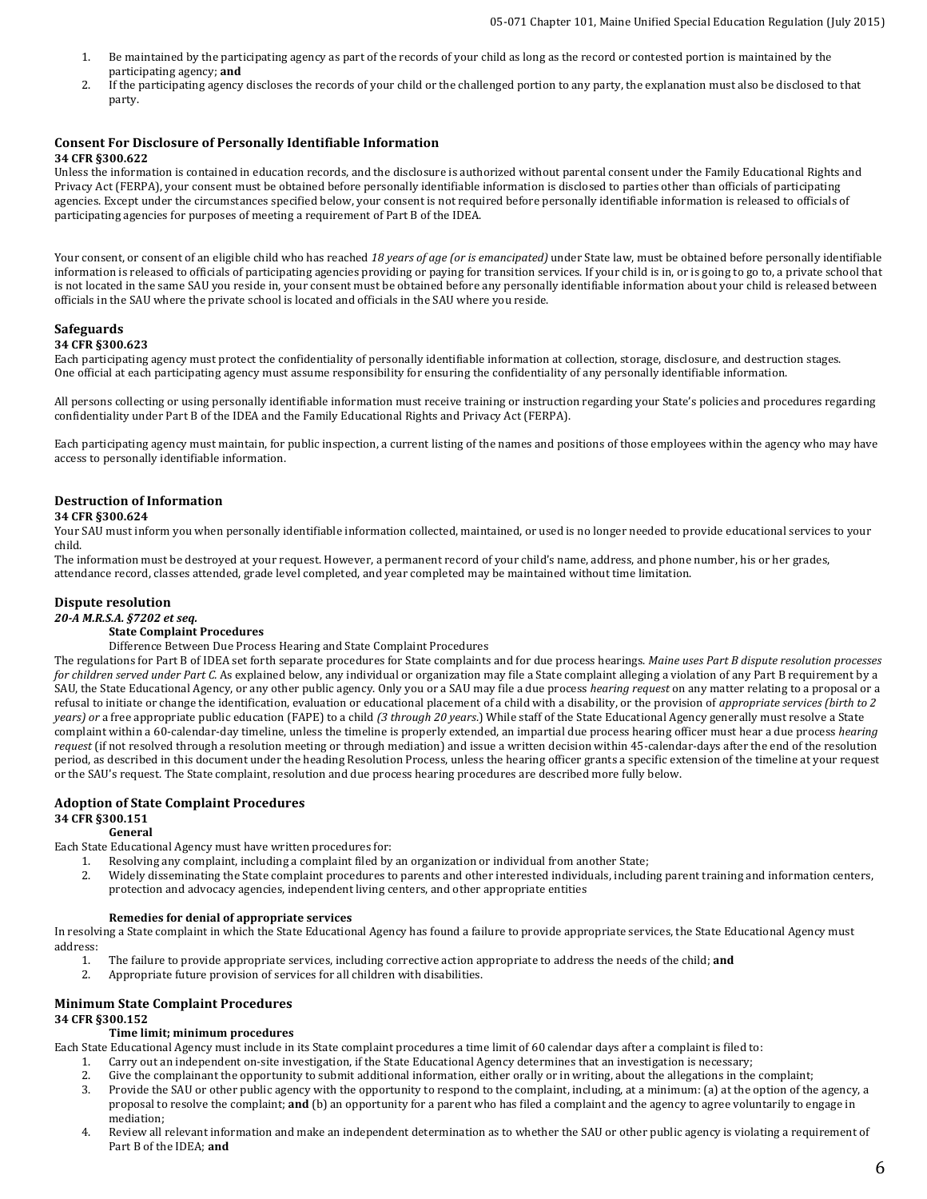1. Be maintained by the participating agency as part of the records of your child as long as the record or contested portion is maintained by the participating agency; **and**
2. If the participating agency discloses the records of your child or the challenged portion to any party, the explanation must also be disclosed to that party.

### Consent For Disclosure of Personally Identifiable Information

**34 CFR §300.622**

Unless the information is contained in education records, and the disclosure is authorized without parental consent under the Family Educational Rights and Privacy Act (FERPA), your consent must be obtained before personally identifiable information is disclosed to parties other than officials of participating agencies. Except under the circumstances specified below, your consent is not required before personally identifiable information is released to officials of participating agencies for purposes of meeting a requirement of Part B of the IDEA.

Your consent, or consent of an eligible child who has reached *18 years of age (or is emancipated)* under State law, must be obtained before personally identifiable information is released to officials of participating agencies providing or paying for transition services. If your child is in, or is going to go to, a private school that is not located in the same SAU you reside in, your consent must be obtained before any personally identifiable information about your child is released between officials in the SAU where the private school is located and officials in the SAU where you reside.

### Safeguards

**34 CFR §300.623**

Each participating agency must protect the confidentiality of personally identifiable information at collection, storage, disclosure, and destruction stages. One official at each participating agency must assume responsibility for ensuring the confidentiality of any personally identifiable information.

All persons collecting or using personally identifiable information must receive training or instruction regarding your State's policies and procedures regarding confidentiality under Part B of the IDEA and the Family Educational Rights and Privacy Act (FERPA).

Each participating agency must maintain, for public inspection, a current listing of the names and positions of those employees within the agency who may have access to personally identifiable information.

### Destruction of Information

**34 CFR §300.624**

Your SAU must inform you when personally identifiable information collected, maintained, or used is no longer needed to provide educational services to your child.

The information must be destroyed at your request. However, a permanent record of your child's name, address, and phone number, his or her grades, attendance record, classes attended, grade level completed, and year completed may be maintained without time limitation.

### Dispute resolution

***20-A M.R.S.A. §7202 et seq.***

**State Complaint Procedures**

Difference Between Due Process Hearing and State Complaint Procedures

The regulations for Part B of IDEA set forth separate procedures for State complaints and for due process hearings. *Maine uses Part B dispute resolution processes for children served under Part C.* As explained below, any individual or organization may file a State complaint alleging a violation of any Part B requirement by a SAU, the State Educational Agency, or any other public agency. Only you or a SAU may file a due process *hearing request* on any matter relating to a proposal or a refusal to initiate or change the identification, evaluation or educational placement of a child with a disability, or the provision of *appropriate services (birth to 2 years) or* a free appropriate public education (FAPE) to a child *(3 through 20 years.)* While staff of the State Educational Agency generally must resolve a State complaint within a 60-calendar-day timeline, unless the timeline is properly extended, an impartial due process hearing officer must hear a due process *hearing request* (if not resolved through a resolution meeting or through mediation) and issue a written decision within 45-calendar-days after the end of the resolution period, as described in this document under the heading Resolution Process, unless the hearing officer grants a specific extension of the timeline at your request or the SAU's request. The State complaint, resolution and due process hearing procedures are described more fully below.

### Adoption of State Complaint Procedures

**34 CFR §300.151**

**General**

Each State Educational Agency must have written procedures for:

1. Resolving any complaint, including a complaint filed by an organization or individual from another State;
2. Widely disseminating the State complaint procedures to parents and other interested individuals, including parent training and information centers, protection and advocacy agencies, independent living centers, and other appropriate entities

**Remedies for denial of appropriate services**

In resolving a State complaint in which the State Educational Agency has found a failure to provide appropriate services, the State Educational Agency must address:

1. The failure to provide appropriate services, including corrective action appropriate to address the needs of the child; **and**
2. Appropriate future provision of services for all children with disabilities.

### Minimum State Complaint Procedures

**34 CFR §300.152**

**Time limit; minimum procedures**

Each State Educational Agency must include in its State complaint procedures a time limit of 60 calendar days after a complaint is filed to:

1. Carry out an independent on-site investigation, if the State Educational Agency determines that an investigation is necessary;
2. Give the complainant the opportunity to submit additional information, either orally or in writing, about the allegations in the complaint;
3. Provide the SAU or other public agency with the opportunity to respond to the complaint, including, at a minimum: (a) at the option of the agency, a proposal to resolve the complaint; **and** (b) an opportunity for a parent who has filed a complaint and the agency to agree voluntarily to engage in mediation;
4. Review all relevant information and make an independent determination as to whether the SAU or other public agency is violating a requirement of Part B of the IDEA; **and**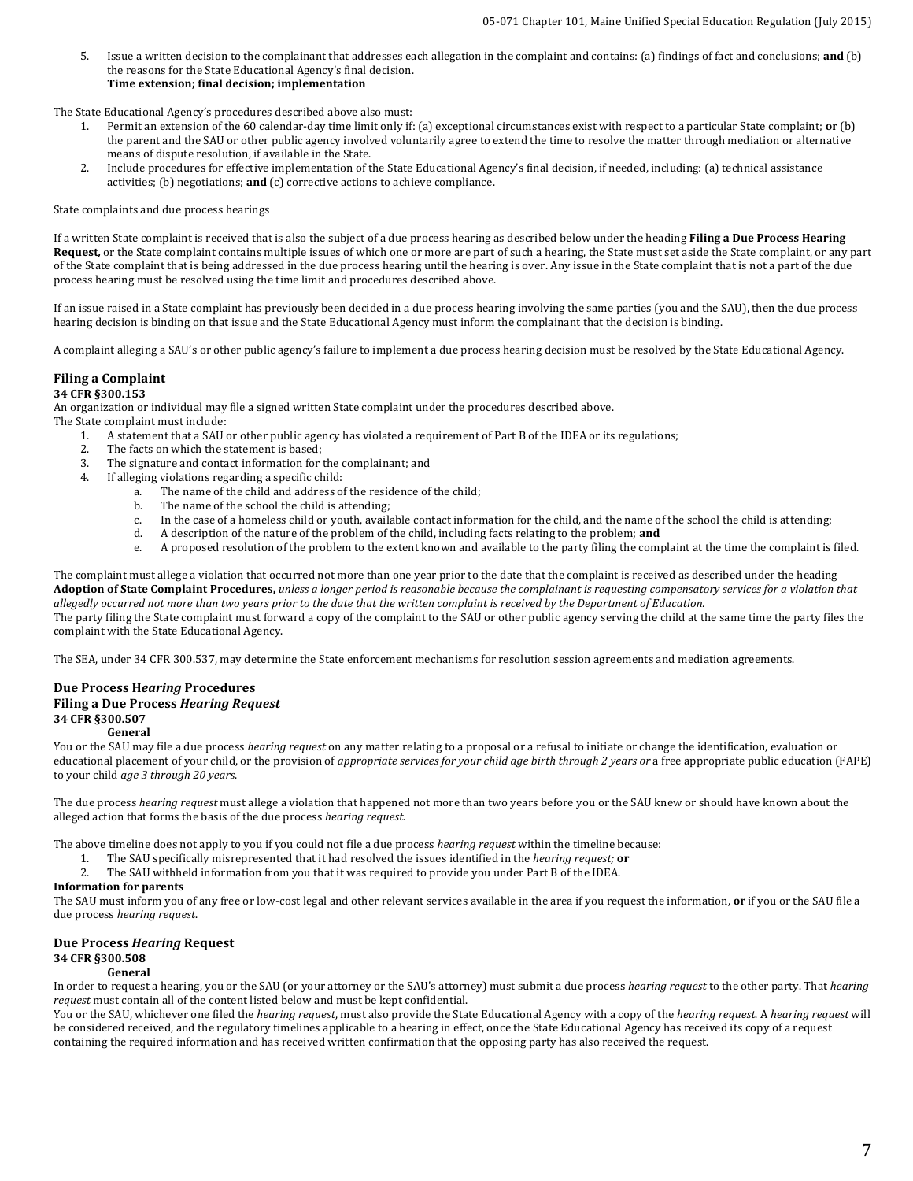5. Issue a written decision to the complainant that addresses each allegation in the complaint and contains: (a) findings of fact and conclusions; **and** (b) the reasons for the State Educational Agency's final decision.

**Time extension; final decision; implementation**

The State Educational Agency's procedures described above also must:

1. Permit an extension of the 60 calendar-day time limit only if: (a) exceptional circumstances exist with respect to a particular State complaint; **or** (b) the parent and the SAU or other public agency involved voluntarily agree to extend the time to resolve the matter through mediation or alternative means of dispute resolution, if available in the State.
2. Include procedures for effective implementation of the State Educational Agency's final decision, if needed, including: (a) technical assistance activities; (b) negotiations; **and** (c) corrective actions to achieve compliance.

State complaints and due process hearings

If a written State complaint is received that is also the subject of a due process hearing as described below under the heading **Filing a Due Process Hearing Request,** or the State complaint contains multiple issues of which one or more are part of such a hearing, the State must set aside the State complaint, or any part of the State complaint that is being addressed in the due process hearing until the hearing is over. Any issue in the State complaint that is not a part of the due process hearing must be resolved using the time limit and procedures described above.

If an issue raised in a State complaint has previously been decided in a due process hearing involving the same parties (you and the SAU), then the due process hearing decision is binding on that issue and the State Educational Agency must inform the complainant that the decision is binding.

A complaint alleging a SAU's or other public agency's failure to implement a due process hearing decision must be resolved by the State Educational Agency.

## Filing a Complaint

**34 CFR §300.153**

An organization or individual may file a signed written State complaint under the procedures described above.

The State complaint must include:

1. A statement that a SAU or other public agency has violated a requirement of Part B of the IDEA or its regulations;
2. The facts on which the statement is based;
3. The signature and contact information for the complainant; and
4. If alleging violations regarding a specific child:
   a. The name of the child and address of the residence of the child;
   b. The name of the school the child is attending;
   c. In the case of a homeless child or youth, available contact information for the child, and the name of the school the child is attending;
   d. A description of the nature of the problem of the child, including facts relating to the problem; **and**
   e. A proposed resolution of the problem to the extent known and available to the party filing the complaint at the time the complaint is filed.

The complaint must allege a violation that occurred not more than one year prior to the date that the complaint is received as described under the heading **Adoption of State Complaint Procedures,** *unless a longer period is reasonable because the complainant is requesting compensatory services for a violation that allegedly occurred not more than two years prior to the date that the written complaint is received by the Department of Education.*

The party filing the State complaint must forward a copy of the complaint to the SAU or other public agency serving the child at the same time the party files the complaint with the State Educational Agency.

The SEA, under 34 CFR 300.537, may determine the State enforcement mechanisms for resolution session agreements and mediation agreements.

## Due Process H*earing* Procedures

## Filing a Due Process *Hearing Request*

**34 CFR §300.507**

**General**

You or the SAU may file a due process *hearing request* on any matter relating to a proposal or a refusal to initiate or change the identification, evaluation or educational placement of your child, or the provision of *appropriate services for your child age birth through 2 years or* a free appropriate public education (FAPE) to your child *age 3 through 20 years*.

The due process *hearing request* must allege a violation that happened not more than two years before you or the SAU knew or should have known about the alleged action that forms the basis of the due process *hearing request*.

The above timeline does not apply to you if you could not file a due process *hearing request* within the timeline because:

1. The SAU specifically misrepresented that it had resolved the issues identified in the *hearing request;* **or**
2. The SAU withheld information from you that it was required to provide you under Part B of the IDEA.

**Information for parents**

The SAU must inform you of any free or low-cost legal and other relevant services available in the area if you request the information, **or** if you or the SAU file a due process *hearing request*.

## Due Process *Hearing* Request

**34 CFR §300.508**

**General**

In order to request a hearing, you or the SAU (or your attorney or the SAU's attorney) must submit a due process *hearing request* to the other party. That *hearing request* must contain all of the content listed below and must be kept confidential.

You or the SAU, whichever one filed the *hearing request*, must also provide the State Educational Agency with a copy of the *hearing request.* A *hearing request* will be considered received, and the regulatory timelines applicable to a hearing in effect, once the State Educational Agency has received its copy of a request containing the required information and has received written confirmation that the opposing party has also received the request.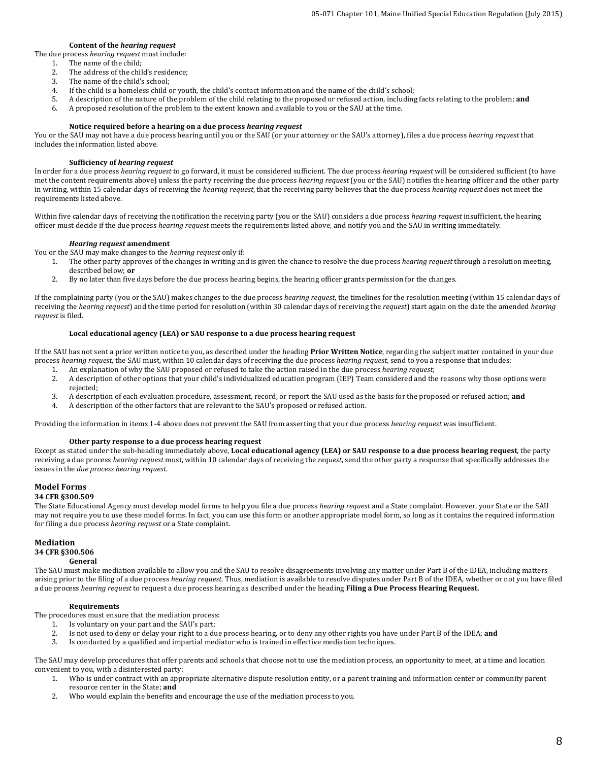#### Content of the *hearing request*

The due process *hearing request* must include:

1. The name of the child;
2. The address of the child's residence;
3. The name of the child's school;
4. If the child is a homeless child or youth, the child's contact information and the name of the child's school;
5. A description of the nature of the problem of the child relating to the proposed or refused action, including facts relating to the problem; **and**
6. A proposed resolution of the problem to the extent known and available to you or the SAU at the time.

#### Notice required before a hearing on a due process *hearing request*

You or the SAU may not have a due process hearing until you or the SAU (or your attorney or the SAU's attorney), files a due process *hearing request* that includes the information listed above.

#### Sufficiency of *hearing request*

In order for a due process *hearing request* to go forward, it must be considered sufficient. The due process *hearing request* will be considered sufficient (to have met the content requirements above) unless the party receiving the due process *hearing request* (you or the SAU) notifies the hearing officer and the other party in writing, within 15 calendar days of receiving the *hearing request*, that the receiving party believes that the due process *hearing request* does not meet the requirements listed above.

Within five calendar days of receiving the notification the receiving party (you or the SAU) considers a due process *hearing request* insufficient, the hearing officer must decide if the due process *hearing request* meets the requirements listed above, and notify you and the SAU in writing immediately.

#### *Hearing request* amendment

You or the SAU may make changes to the *hearing request* only if:

1. The other party approves of the changes in writing and is given the chance to resolve the due process *hearing request* through a resolution meeting, described below; **or**
2. By no later than five days before the due process hearing begins, the hearing officer grants permission for the changes.

If the complaining party (you or the SAU) makes changes to the due process *hearing request*, the timelines for the resolution meeting (within 15 calendar days of receiving the *hearing request*) and the time period for resolution (within 30 calendar days of receiving the *request*) start again on the date the amended *hearing request* is filed.

#### Local educational agency (LEA) or SAU response to a due process hearing request

If the SAU has not sent a prior written notice to you, as described under the heading **Prior Written Notice**, regarding the subject matter contained in your due process *hearing request*, the SAU must, within 10 calendar days of receiving the due process *hearing request*, send to you a response that includes:

1. An explanation of why the SAU proposed or refused to take the action raised in the due process *hearing request*;
2. A description of other options that your child's individualized education program (IEP) Team considered and the reasons why those options were rejected;
3. A description of each evaluation procedure, assessment, record, or report the SAU used as the basis for the proposed or refused action; **and**
4. A description of the other factors that are relevant to the SAU's proposed or refused action.

Providing the information in items 1-4 above does not prevent the SAU from asserting that your due process *hearing request* was insufficient.

#### Other party response to a due process hearing request

Except as stated under the sub-heading immediately above, **Local educational agency (LEA) or SAU response to a due process hearing request**, the party receiving a due process *hearing request* must, within 10 calendar days of receiving the *request*, send the other party a response that specifically addresses the issues in the *due process hearing request*.

## Model Forms

**34 CFR §300.509**

The State Educational Agency must develop model forms to help you file a due process *hearing request* and a State complaint. However, your State or the SAU may not require you to use these model forms. In fact, you can use this form or another appropriate model form, so long as it contains the required information for filing a due process *hearing request* or a State complaint.

## Mediation

**34 CFR §300.506**

#### General

The SAU must make mediation available to allow you and the SAU to resolve disagreements involving any matter under Part B of the IDEA, including matters arising prior to the filing of a due process *hearing request*. Thus, mediation is available to resolve disputes under Part B of the IDEA, whether or not you have filed a due process *hearing request* to request a due process hearing as described under the heading **Filing a Due Process Hearing Request.**

#### Requirements

The procedures must ensure that the mediation process:

1. Is voluntary on your part and the SAU's part;
2. Is not used to deny or delay your right to a due process hearing, or to deny any other rights you have under Part B of the IDEA; **and**
3. Is conducted by a qualified and impartial mediator who is trained in effective mediation techniques.

The SAU may develop procedures that offer parents and schools that choose not to use the mediation process, an opportunity to meet, at a time and location convenient to you, with a disinterested party:

1. Who is under contract with an appropriate alternative dispute resolution entity, or a parent training and information center or community parent resource center in the State; **and**
2. Who would explain the benefits and encourage the use of the mediation process to you.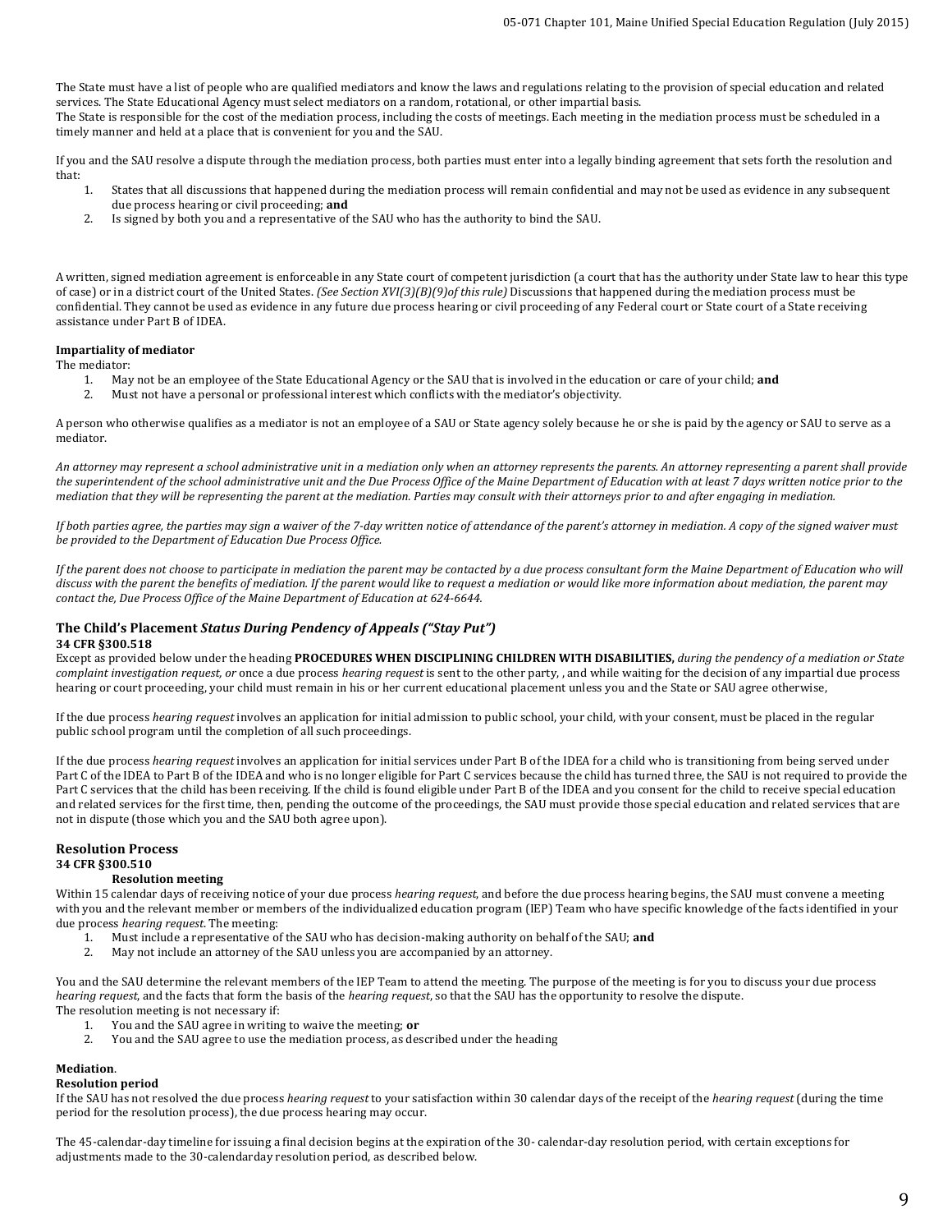The State must have a list of people who are qualified mediators and know the laws and regulations relating to the provision of special education and related services. The State Educational Agency must select mediators on a random, rotational, or other impartial basis.
The State is responsible for the cost of the mediation process, including the costs of meetings. Each meeting in the mediation process must be scheduled in a timely manner and held at a place that is convenient for you and the SAU.

If you and the SAU resolve a dispute through the mediation process, both parties must enter into a legally binding agreement that sets forth the resolution and that:

1. States that all discussions that happened during the mediation process will remain confidential and may not be used as evidence in any subsequent due process hearing or civil proceeding; **and**
2. Is signed by both you and a representative of the SAU who has the authority to bind the SAU.

A written, signed mediation agreement is enforceable in any State court of competent jurisdiction (a court that has the authority under State law to hear this type of case) or in a district court of the United States. *(See Section XVI(3)(B)(9)of this rule)* Discussions that happened during the mediation process must be confidential. They cannot be used as evidence in any future due process hearing or civil proceeding of any Federal court or State court of a State receiving assistance under Part B of IDEA.

**Impartiality of mediator**

The mediator:

1. May not be an employee of the State Educational Agency or the SAU that is involved in the education or care of your child; **and**
2. Must not have a personal or professional interest which conflicts with the mediator's objectivity.

A person who otherwise qualifies as a mediator is not an employee of a SAU or State agency solely because he or she is paid by the agency or SAU to serve as a mediator.

*An attorney may represent a school administrative unit in a mediation only when an attorney represents the parents. An attorney representing a parent shall provide the superintendent of the school administrative unit and the Due Process Office of the Maine Department of Education with at least 7 days written notice prior to the mediation that they will be representing the parent at the mediation. Parties may consult with their attorneys prior to and after engaging in mediation.*

*If both parties agree, the parties may sign a waiver of the 7-day written notice of attendance of the parent's attorney in mediation. A copy of the signed waiver must be provided to the Department of Education Due Process Office.*

*If the parent does not choose to participate in mediation the parent may be contacted by a due process consultant form the Maine Department of Education who will discuss with the parent the benefits of mediation. If the parent would like to request a mediation or would like more information about mediation, the parent may contact the, Due Process Office of the Maine Department of Education at 624-6644.*

## The Child's Placement *Status During Pendency of Appeals ("Stay Put")*

**34 CFR §300.518**

Except as provided below under the heading **PROCEDURES WHEN DISCIPLINING CHILDREN WITH DISABILITIES,** *during the pendency of a mediation or State complaint investigation request, or* once a due process *hearing request* is sent to the other party, , and while waiting for the decision of any impartial due process hearing or court proceeding, your child must remain in his or her current educational placement unless you and the State or SAU agree otherwise,

If the due process *hearing request* involves an application for initial admission to public school, your child, with your consent, must be placed in the regular public school program until the completion of all such proceedings.

If the due process *hearing request* involves an application for initial services under Part B of the IDEA for a child who is transitioning from being served under Part C of the IDEA to Part B of the IDEA and who is no longer eligible for Part C services because the child has turned three, the SAU is not required to provide the Part C services that the child has been receiving. If the child is found eligible under Part B of the IDEA and you consent for the child to receive special education and related services for the first time, then, pending the outcome of the proceedings, the SAU must provide those special education and related services that are not in dispute (those which you and the SAU both agree upon).

## Resolution Process

**34 CFR §300.510**

**Resolution meeting**

Within 15 calendar days of receiving notice of your due process *hearing request*, and before the due process hearing begins, the SAU must convene a meeting with you and the relevant member or members of the individualized education program (IEP) Team who have specific knowledge of the facts identified in your due process *hearing request*. The meeting:

1. Must include a representative of the SAU who has decision-making authority on behalf of the SAU; **and**
2. May not include an attorney of the SAU unless you are accompanied by an attorney.

You and the SAU determine the relevant members of the IEP Team to attend the meeting. The purpose of the meeting is for you to discuss your due process *hearing request*, and the facts that form the basis of the *hearing request*, so that the SAU has the opportunity to resolve the dispute.
The resolution meeting is not necessary if:

1. You and the SAU agree in writing to waive the meeting; **or**
2. You and the SAU agree to use the mediation process, as described under the heading

**Mediation**.

**Resolution period**

If the SAU has not resolved the due process *hearing request* to your satisfaction within 30 calendar days of the receipt of the *hearing request* (during the time period for the resolution process), the due process hearing may occur.

The 45-calendar-day timeline for issuing a final decision begins at the expiration of the 30- calendar-day resolution period, with certain exceptions for adjustments made to the 30-calendarday resolution period, as described below.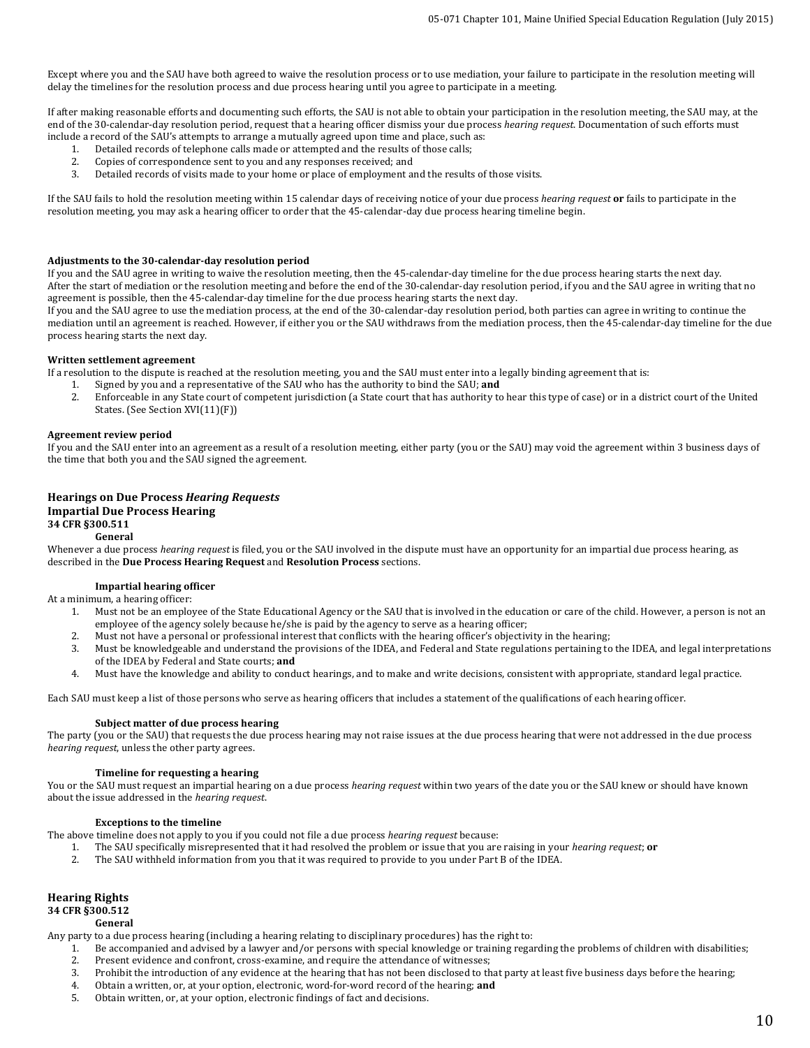Except where you and the SAU have both agreed to waive the resolution process or to use mediation, your failure to participate in the resolution meeting will delay the timelines for the resolution process and due process hearing until you agree to participate in a meeting.

If after making reasonable efforts and documenting such efforts, the SAU is not able to obtain your participation in the resolution meeting, the SAU may, at the end of the 30-calendar-day resolution period, request that a hearing officer dismiss your due process *hearing request*. Documentation of such efforts must include a record of the SAU's attempts to arrange a mutually agreed upon time and place, such as:

1. Detailed records of telephone calls made or attempted and the results of those calls;
2. Copies of correspondence sent to you and any responses received; and
3. Detailed records of visits made to your home or place of employment and the results of those visits.

If the SAU fails to hold the resolution meeting within 15 calendar days of receiving notice of your due process *hearing request* **or** fails to participate in the resolution meeting, you may ask a hearing officer to order that the 45-calendar-day due process hearing timeline begin.

**Adjustments to the 30-calendar-day resolution period**

If you and the SAU agree in writing to waive the resolution meeting, then the 45-calendar-day timeline for the due process hearing starts the next day.
After the start of mediation or the resolution meeting and before the end of the 30-calendar-day resolution period, if you and the SAU agree in writing that no agreement is possible, then the 45-calendar-day timeline for the due process hearing starts the next day.
If you and the SAU agree to use the mediation process, at the end of the 30-calendar-day resolution period, both parties can agree in writing to continue the mediation until an agreement is reached. However, if either you or the SAU withdraws from the mediation process, then the 45-calendar-day timeline for the due process hearing starts the next day.

**Written settlement agreement**

If a resolution to the dispute is reached at the resolution meeting, you and the SAU must enter into a legally binding agreement that is:

1. Signed by you and a representative of the SAU who has the authority to bind the SAU; **and**
2. Enforceable in any State court of competent jurisdiction (a State court that has authority to hear this type of case) or in a district court of the United States. (See Section XVI(11)(F))

**Agreement review period**

If you and the SAU enter into an agreement as a result of a resolution meeting, either party (you or the SAU) may void the agreement within 3 business days of the time that both you and the SAU signed the agreement.

## Hearings on Due Process *Hearing Requests*

## Impartial Due Process Hearing

**34 CFR §300.511**

**General**

Whenever a due process *hearing request* is filed, you or the SAU involved in the dispute must have an opportunity for an impartial due process hearing, as described in the **Due Process Hearing Request** and **Resolution Process** sections.

**Impartial hearing officer**

At a minimum, a hearing officer:

1. Must not be an employee of the State Educational Agency or the SAU that is involved in the education or care of the child. However, a person is not an employee of the agency solely because he/she is paid by the agency to serve as a hearing officer;
2. Must not have a personal or professional interest that conflicts with the hearing officer's objectivity in the hearing;
3. Must be knowledgeable and understand the provisions of the IDEA, and Federal and State regulations pertaining to the IDEA, and legal interpretations of the IDEA by Federal and State courts; **and**
4. Must have the knowledge and ability to conduct hearings, and to make and write decisions, consistent with appropriate, standard legal practice.

Each SAU must keep a list of those persons who serve as hearing officers that includes a statement of the qualifications of each hearing officer.

**Subject matter of due process hearing**

The party (you or the SAU) that requests the due process hearing may not raise issues at the due process hearing that were not addressed in the due process *hearing request*, unless the other party agrees.

**Timeline for requesting a hearing**

You or the SAU must request an impartial hearing on a due process *hearing request* within two years of the date you or the SAU knew or should have known about the issue addressed in the *hearing request*.

**Exceptions to the timeline**

The above timeline does not apply to you if you could not file a due process *hearing request* because:

1. The SAU specifically misrepresented that it had resolved the problem or issue that you are raising in your *hearing request*; **or**
2. The SAU withheld information from you that it was required to provide to you under Part B of the IDEA.

## Hearing Rights

**34 CFR §300.512**

**General**

Any party to a due process hearing (including a hearing relating to disciplinary procedures) has the right to:

1. Be accompanied and advised by a lawyer and/or persons with special knowledge or training regarding the problems of children with disabilities;
2. Present evidence and confront, cross-examine, and require the attendance of witnesses;
3. Prohibit the introduction of any evidence at the hearing that has not been disclosed to that party at least five business days before the hearing;
4. Obtain a written, or, at your option, electronic, word-for-word record of the hearing; **and**
5. Obtain written, or, at your option, electronic findings of fact and decisions.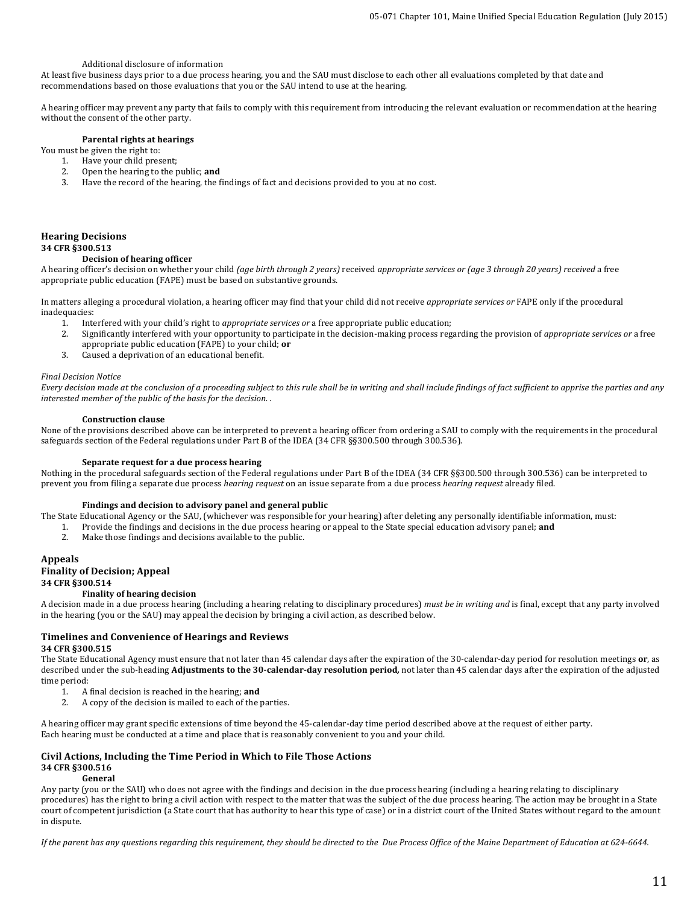Additional disclosure of information

At least five business days prior to a due process hearing, you and the SAU must disclose to each other all evaluations completed by that date and recommendations based on those evaluations that you or the SAU intend to use at the hearing.

A hearing officer may prevent any party that fails to comply with this requirement from introducing the relevant evaluation or recommendation at the hearing without the consent of the other party.

**Parental rights at hearings**

You must be given the right to:

1. Have your child present;
2. Open the hearing to the public; **and**
3. Have the record of the hearing, the findings of fact and decisions provided to you at no cost.

## Hearing Decisions

**34 CFR §300.513**

**Decision of hearing officer**

A hearing officer's decision on whether your child *(age birth through 2 years)* received *appropriate services or (age 3 through 20 years) received* a free appropriate public education (FAPE) must be based on substantive grounds.

In matters alleging a procedural violation, a hearing officer may find that your child did not receive *appropriate services or* FAPE only if the procedural inadequacies:

1. Interfered with your child's right to *appropriate services or* a free appropriate public education;
2. Significantly interfered with your opportunity to participate in the decision-making process regarding the provision of *appropriate services or* a free appropriate public education (FAPE) to your child; **or**
3. Caused a deprivation of an educational benefit.

*Final Decision Notice*

*Every decision made at the conclusion of a proceeding subject to this rule shall be in writing and shall include findings of fact sufficient to apprise the parties and any interested member of the public of the basis for the decision. .*

**Construction clause**

None of the provisions described above can be interpreted to prevent a hearing officer from ordering a SAU to comply with the requirements in the procedural safeguards section of the Federal regulations under Part B of the IDEA (34 CFR §§300.500 through 300.536).

**Separate request for a due process hearing**

Nothing in the procedural safeguards section of the Federal regulations under Part B of the IDEA (34 CFR §§300.500 through 300.536) can be interpreted to prevent you from filing a separate due process *hearing request* on an issue separate from a due process *hearing request* already filed.

**Findings and decision to advisory panel and general public**

The State Educational Agency or the SAU, (whichever was responsible for your hearing) after deleting any personally identifiable information, must:

1. Provide the findings and decisions in the due process hearing or appeal to the State special education advisory panel; **and**
2. Make those findings and decisions available to the public.

## Appeals

## Finality of Decision; Appeal

**34 CFR §300.514**

**Finality of hearing decision**

A decision made in a due process hearing (including a hearing relating to disciplinary procedures) *must be in writing and* is final, except that any party involved in the hearing (you or the SAU) may appeal the decision by bringing a civil action, as described below.

## Timelines and Convenience of Hearings and Reviews

**34 CFR §300.515**

The State Educational Agency must ensure that not later than 45 calendar days after the expiration of the 30-calendar-day period for resolution meetings **or**, as described under the sub-heading **Adjustments to the 30-calendar-day resolution period,** not later than 45 calendar days after the expiration of the adjusted time period:

1. A final decision is reached in the hearing; **and**
2. A copy of the decision is mailed to each of the parties.

A hearing officer may grant specific extensions of time beyond the 45-calendar-day time period described above at the request of either party.
Each hearing must be conducted at a time and place that is reasonably convenient to you and your child.

## Civil Actions, Including the Time Period in Which to File Those Actions

**34 CFR §300.516**

**General**

Any party (you or the SAU) who does not agree with the findings and decision in the due process hearing (including a hearing relating to disciplinary procedures) has the right to bring a civil action with respect to the matter that was the subject of the due process hearing. The action may be brought in a State court of competent jurisdiction (a State court that has authority to hear this type of case) or in a district court of the United States without regard to the amount in dispute.

*If the parent has any questions regarding this requirement, they should be directed to the Due Process Office of the Maine Department of Education at 624-6644.*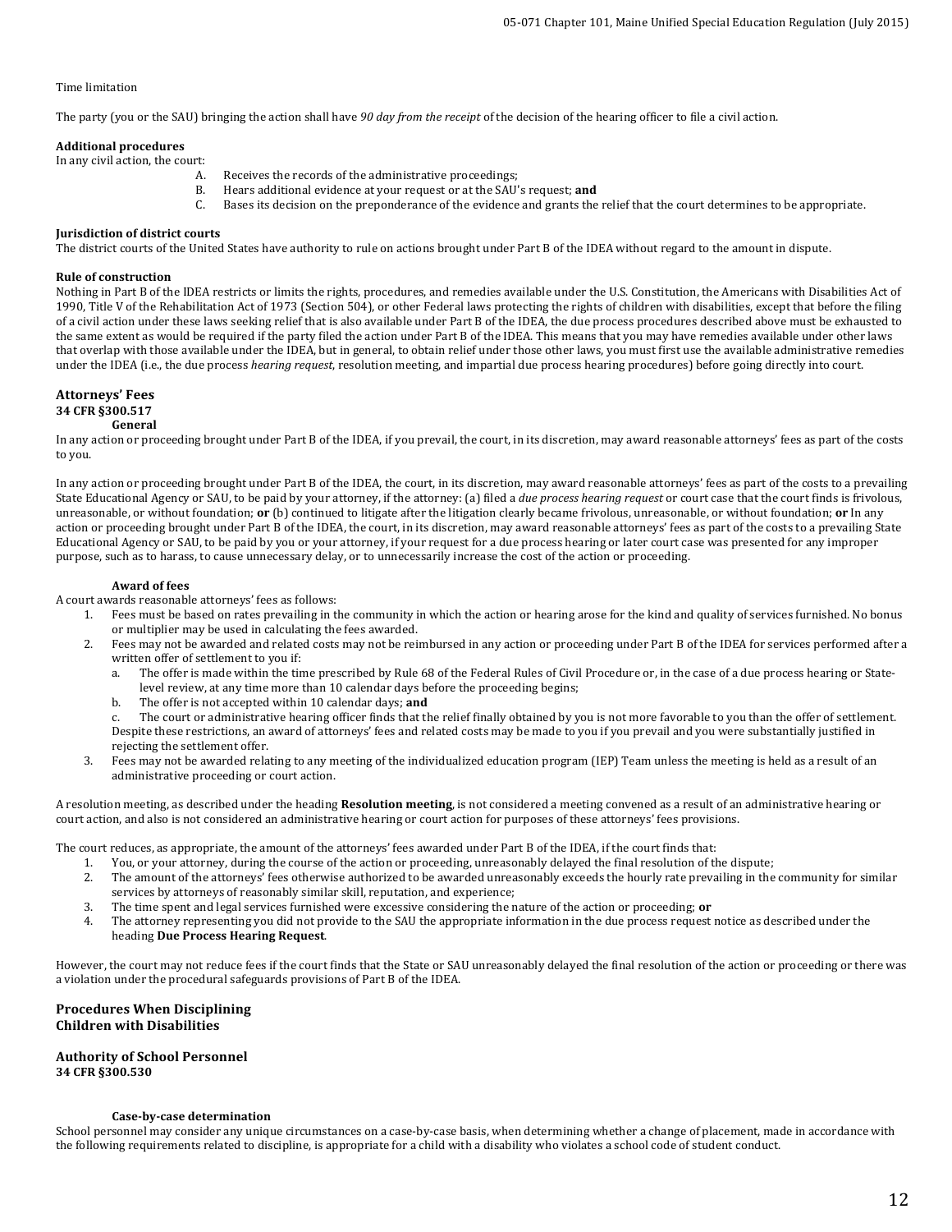Time limitation

The party (you or the SAU) bringing the action shall have *90 day from the receipt* of the decision of the hearing officer to file a civil action.

**Additional procedures**

In any civil action, the court:

A. Receives the records of the administrative proceedings;
B. Hears additional evidence at your request or at the SAU's request; **and**
C. Bases its decision on the preponderance of the evidence and grants the relief that the court determines to be appropriate.

**Jurisdiction of district courts**

The district courts of the United States have authority to rule on actions brought under Part B of the IDEA without regard to the amount in dispute.

**Rule of construction**

Nothing in Part B of the IDEA restricts or limits the rights, procedures, and remedies available under the U.S. Constitution, the Americans with Disabilities Act of 1990, Title V of the Rehabilitation Act of 1973 (Section 504), or other Federal laws protecting the rights of children with disabilities, except that before the filing of a civil action under these laws seeking relief that is also available under Part B of the IDEA, the due process procedures described above must be exhausted to the same extent as would be required if the party filed the action under Part B of the IDEA. This means that you may have remedies available under other laws that overlap with those available under the IDEA, but in general, to obtain relief under those other laws, you must first use the available administrative remedies under the IDEA (i.e., the due process *hearing request*, resolution meeting, and impartial due process hearing procedures) before going directly into court.

## Attorneys' Fees

**34 CFR §300.517**

**General**

In any action or proceeding brought under Part B of the IDEA, if you prevail, the court, in its discretion, may award reasonable attorneys' fees as part of the costs to you.

In any action or proceeding brought under Part B of the IDEA, the court, in its discretion, may award reasonable attorneys' fees as part of the costs to a prevailing State Educational Agency or SAU, to be paid by your attorney, if the attorney: (a) filed a *due process hearing request* or court case that the court finds is frivolous, unreasonable, or without foundation; **or** (b) continued to litigate after the litigation clearly became frivolous, unreasonable, or without foundation; **or** In any action or proceeding brought under Part B of the IDEA, the court, in its discretion, may award reasonable attorneys' fees as part of the costs to a prevailing State Educational Agency or SAU, to be paid by you or your attorney, if your request for a due process hearing or later court case was presented for any improper purpose, such as to harass, to cause unnecessary delay, or to unnecessarily increase the cost of the action or proceeding.

**Award of fees**

A court awards reasonable attorneys' fees as follows:

1. Fees must be based on rates prevailing in the community in which the action or hearing arose for the kind and quality of services furnished. No bonus or multiplier may be used in calculating the fees awarded.
2. Fees may not be awarded and related costs may not be reimbursed in any action or proceeding under Part B of the IDEA for services performed after a written offer of settlement to you if:
   a. The offer is made within the time prescribed by Rule 68 of the Federal Rules of Civil Procedure or, in the case of a due process hearing or State-level review, at any time more than 10 calendar days before the proceeding begins;
   b. The offer is not accepted within 10 calendar days; **and**
   c. The court or administrative hearing officer finds that the relief finally obtained by you is not more favorable to you than the offer of settlement.

   Despite these restrictions, an award of attorneys' fees and related costs may be made to you if you prevail and you were substantially justified in rejecting the settlement offer.
3. Fees may not be awarded relating to any meeting of the individualized education program (IEP) Team unless the meeting is held as a result of an administrative proceeding or court action.

A resolution meeting, as described under the heading **Resolution meeting**, is not considered a meeting convened as a result of an administrative hearing or court action, and also is not considered an administrative hearing or court action for purposes of these attorneys' fees provisions.

The court reduces, as appropriate, the amount of the attorneys' fees awarded under Part B of the IDEA, if the court finds that:

1. You, or your attorney, during the course of the action or proceeding, unreasonably delayed the final resolution of the dispute;
2. The amount of the attorneys' fees otherwise authorized to be awarded unreasonably exceeds the hourly rate prevailing in the community for similar services by attorneys of reasonably similar skill, reputation, and experience;
3. The time spent and legal services furnished were excessive considering the nature of the action or proceeding; **or**
4. The attorney representing you did not provide to the SAU the appropriate information in the due process request notice as described under the heading **Due Process Hearing Request**.

However, the court may not reduce fees if the court finds that the State or SAU unreasonably delayed the final resolution of the action or proceeding or there was a violation under the procedural safeguards provisions of Part B of the IDEA.

## Procedures When Disciplining Children with Disabilities

## Authority of School Personnel

**34 CFR §300.530**

**Case-by-case determination**

School personnel may consider any unique circumstances on a case-by-case basis, when determining whether a change of placement, made in accordance with the following requirements related to discipline, is appropriate for a child with a disability who violates a school code of student conduct.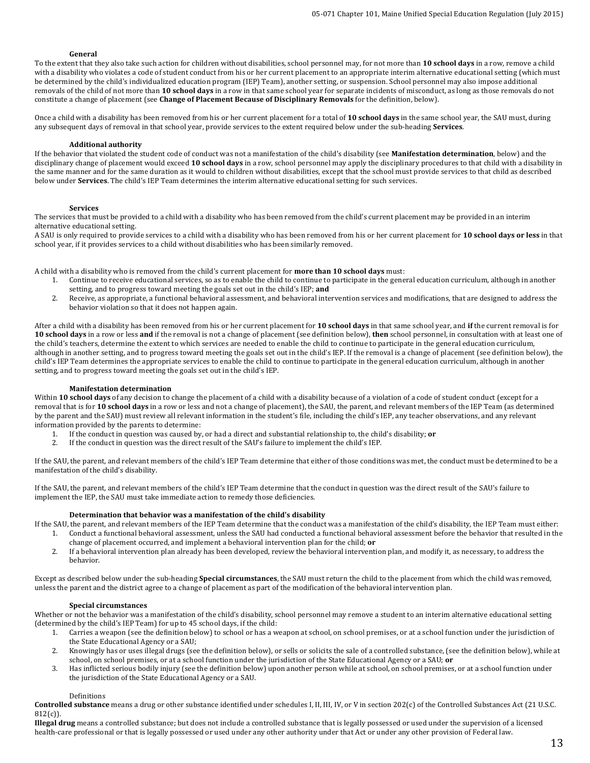#### General

To the extent that they also take such action for children without disabilities, school personnel may, for not more than **10 school days** in a row, remove a child with a disability who violates a code of student conduct from his or her current placement to an appropriate interim alternative educational setting (which must be determined by the child's individualized education program (IEP) Team), another setting, or suspension. School personnel may also impose additional removals of the child of not more than **10 school days** in a row in that same school year for separate incidents of misconduct, as long as those removals do not constitute a change of placement (see **Change of Placement Because of Disciplinary Removals** for the definition, below).

Once a child with a disability has been removed from his or her current placement for a total of **10 school days** in the same school year, the SAU must, during any subsequent days of removal in that school year, provide services to the extent required below under the sub-heading **Services**.

#### Additional authority

If the behavior that violated the student code of conduct was not a manifestation of the child's disability (see **Manifestation determination**, below) and the disciplinary change of placement would exceed **10 school days** in a row, school personnel may apply the disciplinary procedures to that child with a disability in the same manner and for the same duration as it would to children without disabilities, except that the school must provide services to that child as described below under **Services**. The child's IEP Team determines the interim alternative educational setting for such services.

#### Services

The services that must be provided to a child with a disability who has been removed from the child's current placement may be provided in an interim alternative educational setting.

A SAU is only required to provide services to a child with a disability who has been removed from his or her current placement for **10 school days or less** in that school year, if it provides services to a child without disabilities who has been similarly removed.

A child with a disability who is removed from the child's current placement for **more than 10 school days** must:

1. Continue to receive educational services, so as to enable the child to continue to participate in the general education curriculum, although in another setting, and to progress toward meeting the goals set out in the child's IEP; **and**
2. Receive, as appropriate, a functional behavioral assessment, and behavioral intervention services and modifications, that are designed to address the behavior violation so that it does not happen again.

After a child with a disability has been removed from his or her current placement for **10 school days** in that same school year, and **if** the current removal is for **10 school days** in a row or less **and** if the removal is not a change of placement (see definition below), **then** school personnel, in consultation with at least one of the child's teachers, determine the extent to which services are needed to enable the child to continue to participate in the general education curriculum, although in another setting, and to progress toward meeting the goals set out in the child's IEP. If the removal is a change of placement (see definition below), the child's IEP Team determines the appropriate services to enable the child to continue to participate in the general education curriculum, although in another setting, and to progress toward meeting the goals set out in the child's IEP.

#### Manifestation determination

Within **10 school days** of any decision to change the placement of a child with a disability because of a violation of a code of student conduct (except for a removal that is for **10 school days** in a row or less and not a change of placement), the SAU, the parent, and relevant members of the IEP Team (as determined by the parent and the SAU) must review all relevant information in the student's file, including the child's IEP, any teacher observations, and any relevant information provided by the parents to determine:

1. If the conduct in question was caused by, or had a direct and substantial relationship to, the child's disability; **or**
2. If the conduct in question was the direct result of the SAU's failure to implement the child's IEP.

If the SAU, the parent, and relevant members of the child's IEP Team determine that either of those conditions was met, the conduct must be determined to be a manifestation of the child's disability.

If the SAU, the parent, and relevant members of the child's IEP Team determine that the conduct in question was the direct result of the SAU's failure to implement the IEP, the SAU must take immediate action to remedy those deficiencies.

#### Determination that behavior was a manifestation of the child's disability

If the SAU, the parent, and relevant members of the IEP Team determine that the conduct was a manifestation of the child's disability, the IEP Team must either:

1. Conduct a functional behavioral assessment, unless the SAU had conducted a functional behavioral assessment before the behavior that resulted in the change of placement occurred, and implement a behavioral intervention plan for the child; **or**
2. If a behavioral intervention plan already has been developed, review the behavioral intervention plan, and modify it, as necessary, to address the behavior.

Except as described below under the sub-heading **Special circumstances**, the SAU must return the child to the placement from which the child was removed, unless the parent and the district agree to a change of placement as part of the modification of the behavioral intervention plan.

#### Special circumstances

Whether or not the behavior was a manifestation of the child's disability, school personnel may remove a student to an interim alternative educational setting (determined by the child's IEP Team) for up to 45 school days, if the child:

1. Carries a weapon (see the definition below) to school or has a weapon at school, on school premises, or at a school function under the jurisdiction of the State Educational Agency or a SAU;
2. Knowingly has or uses illegal drugs (see the definition below), or sells or solicits the sale of a controlled substance, (see the definition below), while at school, on school premises, or at a school function under the jurisdiction of the State Educational Agency or a SAU; **or**
3. Has inflicted serious bodily injury (see the definition below) upon another person while at school, on school premises, or at a school function under the jurisdiction of the State Educational Agency or a SAU.

Definitions

**Controlled substance** means a drug or other substance identified under schedules I, II, III, IV, or V in section 202(c) of the Controlled Substances Act (21 U.S.C. 812(c)).

**Illegal drug** means a controlled substance; but does not include a controlled substance that is legally possessed or used under the supervision of a licensed health-care professional or that is legally possessed or used under any other authority under that Act or under any other provision of Federal law.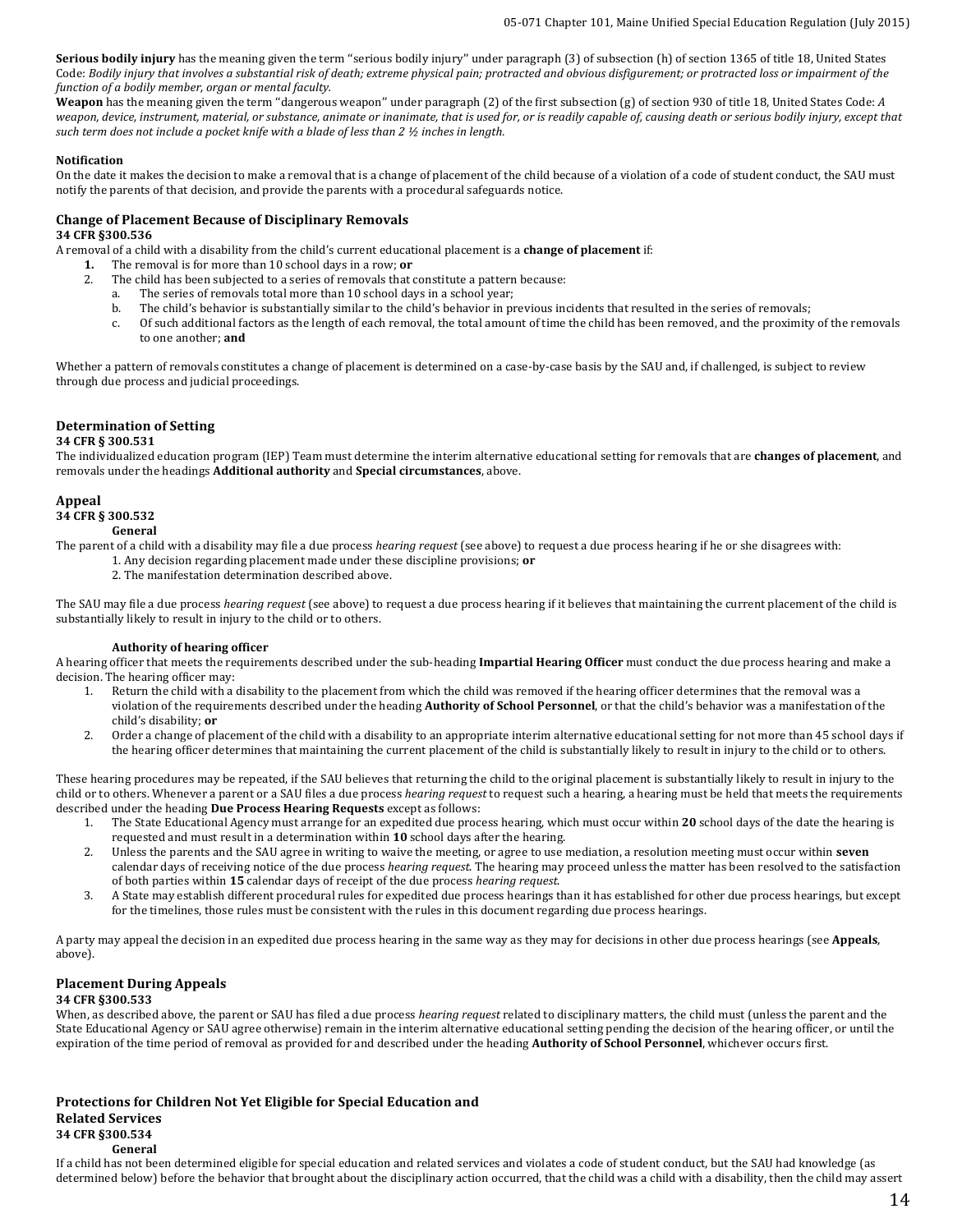**Serious bodily injury** has the meaning given the term "serious bodily injury" under paragraph (3) of subsection (h) of section 1365 of title 18, United States Code: *Bodily injury that involves a substantial risk of death; extreme physical pain; protracted and obvious disfigurement; or protracted loss or impairment of the function of a bodily member, organ or mental faculty.*

**Weapon** has the meaning given the term "dangerous weapon" under paragraph (2) of the first subsection (g) of section 930 of title 18, United States Code: *A weapon, device, instrument, material, or substance, animate or inanimate, that is used for, or is readily capable of, causing death or serious bodily injury, except that such term does not include a pocket knife with a blade of less than 2 ½ inches in length.*

**Notification**

On the date it makes the decision to make a removal that is a change of placement of the child because of a violation of a code of student conduct, the SAU must notify the parents of that decision, and provide the parents with a procedural safeguards notice.

## Change of Placement Because of Disciplinary Removals

**34 CFR §300.536**

A removal of a child with a disability from the child's current educational placement is a **change of placement** if:

1. The removal is for more than 10 school days in a row; **or**
2. The child has been subjected to a series of removals that constitute a pattern because:
   a. The series of removals total more than 10 school days in a school year;
   b. The child's behavior is substantially similar to the child's behavior in previous incidents that resulted in the series of removals;
   c. Of such additional factors as the length of each removal, the total amount of time the child has been removed, and the proximity of the removals to one another; **and**

Whether a pattern of removals constitutes a change of placement is determined on a case-by-case basis by the SAU and, if challenged, is subject to review through due process and judicial proceedings.

## Determination of Setting

**34 CFR § 300.531**

The individualized education program (IEP) Team must determine the interim alternative educational setting for removals that are **changes of placement**, and removals under the headings **Additional authority** and **Special circumstances**, above.

## Appeal

**34 CFR § 300.532**

**General**

The parent of a child with a disability may file a due process *hearing request* (see above) to request a due process hearing if he or she disagrees with:

1. Any decision regarding placement made under these discipline provisions; **or**
2. The manifestation determination described above.

The SAU may file a due process *hearing request* (see above) to request a due process hearing if it believes that maintaining the current placement of the child is substantially likely to result in injury to the child or to others.

**Authority of hearing officer**

A hearing officer that meets the requirements described under the sub-heading **Impartial Hearing Officer** must conduct the due process hearing and make a decision. The hearing officer may:

1. Return the child with a disability to the placement from which the child was removed if the hearing officer determines that the removal was a violation of the requirements described under the heading **Authority of School Personnel**, or that the child's behavior was a manifestation of the child's disability; **or**
2. Order a change of placement of the child with a disability to an appropriate interim alternative educational setting for not more than 45 school days if the hearing officer determines that maintaining the current placement of the child is substantially likely to result in injury to the child or to others.

These hearing procedures may be repeated, if the SAU believes that returning the child to the original placement is substantially likely to result in injury to the child or to others. Whenever a parent or a SAU files a due process *hearing request* to request such a hearing, a hearing must be held that meets the requirements described under the heading **Due Process Hearing Requests** except as follows:

1. The State Educational Agency must arrange for an expedited due process hearing, which must occur within **20** school days of the date the hearing is requested and must result in a determination within **10** school days after the hearing.
2. Unless the parents and the SAU agree in writing to waive the meeting, or agree to use mediation, a resolution meeting must occur within **seven** calendar days of receiving notice of the due process *hearing request*. The hearing may proceed unless the matter has been resolved to the satisfaction of both parties within **15** calendar days of receipt of the due process *hearing request*.
3. A State may establish different procedural rules for expedited due process hearings than it has established for other due process hearings, but except for the timelines, those rules must be consistent with the rules in this document regarding due process hearings.

A party may appeal the decision in an expedited due process hearing in the same way as they may for decisions in other due process hearings (see **Appeals**, above).

## Placement During Appeals

**34 CFR §300.533**

When, as described above, the parent or SAU has filed a due process *hearing request* related to disciplinary matters, the child must (unless the parent and the State Educational Agency or SAU agree otherwise) remain in the interim alternative educational setting pending the decision of the hearing officer, or until the expiration of the time period of removal as provided for and described under the heading **Authority of School Personnel**, whichever occurs first.

## Protections for Children Not Yet Eligible for Special Education and Related Services

**34 CFR §300.534**

**General**

If a child has not been determined eligible for special education and related services and violates a code of student conduct, but the SAU had knowledge (as determined below) before the behavior that brought about the disciplinary action occurred, that the child was a child with a disability, then the child may assert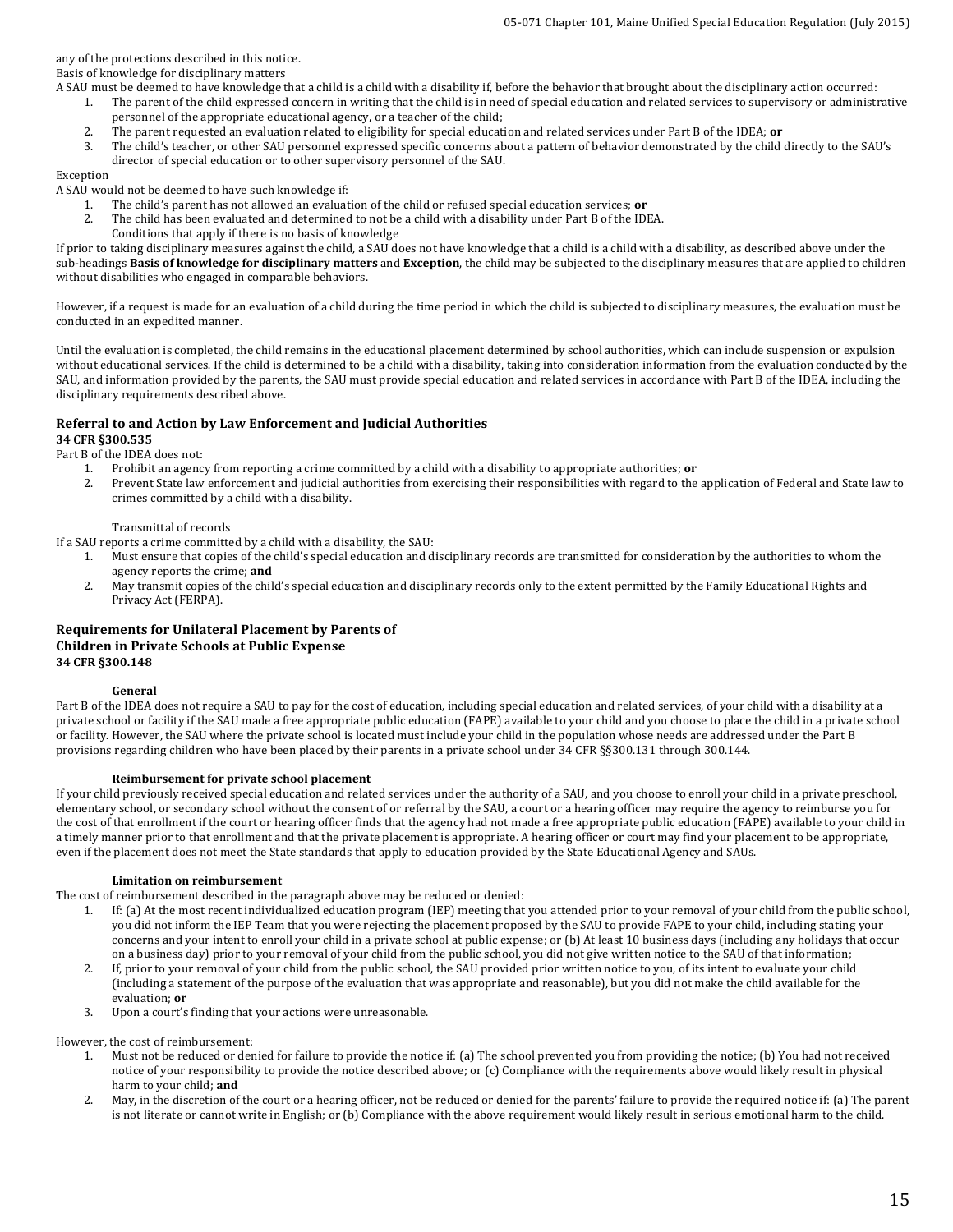any of the protections described in this notice.

Basis of knowledge for disciplinary matters

A SAU must be deemed to have knowledge that a child is a child with a disability if, before the behavior that brought about the disciplinary action occurred:

1. The parent of the child expressed concern in writing that the child is in need of special education and related services to supervisory or administrative personnel of the appropriate educational agency, or a teacher of the child;
2. The parent requested an evaluation related to eligibility for special education and related services under Part B of the IDEA; **or**
3. The child's teacher, or other SAU personnel expressed specific concerns about a pattern of behavior demonstrated by the child directly to the SAU's director of special education or to other supervisory personnel of the SAU.

Exception

A SAU would not be deemed to have such knowledge if:

1. The child's parent has not allowed an evaluation of the child or refused special education services; **or**
2. The child has been evaluated and determined to not be a child with a disability under Part B of the IDEA.

Conditions that apply if there is no basis of knowledge

If prior to taking disciplinary measures against the child, a SAU does not have knowledge that a child is a child with a disability, as described above under the sub-headings **Basis of knowledge for disciplinary matters** and **Exception**, the child may be subjected to the disciplinary measures that are applied to children without disabilities who engaged in comparable behaviors.

However, if a request is made for an evaluation of a child during the time period in which the child is subjected to disciplinary measures, the evaluation must be conducted in an expedited manner.

Until the evaluation is completed, the child remains in the educational placement determined by school authorities, which can include suspension or expulsion without educational services. If the child is determined to be a child with a disability, taking into consideration information from the evaluation conducted by the SAU, and information provided by the parents, the SAU must provide special education and related services in accordance with Part B of the IDEA, including the disciplinary requirements described above.

## Referral to and Action by Law Enforcement and Judicial Authorities

**34 CFR §300.535**

Part B of the IDEA does not:

1. Prohibit an agency from reporting a crime committed by a child with a disability to appropriate authorities; **or**
2. Prevent State law enforcement and judicial authorities from exercising their responsibilities with regard to the application of Federal and State law to crimes committed by a child with a disability.

Transmittal of records

If a SAU reports a crime committed by a child with a disability, the SAU:

1. Must ensure that copies of the child's special education and disciplinary records are transmitted for consideration by the authorities to whom the agency reports the crime; **and**
2. May transmit copies of the child's special education and disciplinary records only to the extent permitted by the Family Educational Rights and Privacy Act (FERPA).

## Requirements for Unilateral Placement by Parents of Children in Private Schools at Public Expense

**34 CFR §300.148**

**General**

Part B of the IDEA does not require a SAU to pay for the cost of education, including special education and related services, of your child with a disability at a private school or facility if the SAU made a free appropriate public education (FAPE) available to your child and you choose to place the child in a private school or facility. However, the SAU where the private school is located must include your child in the population whose needs are addressed under the Part B provisions regarding children who have been placed by their parents in a private school under 34 CFR §§300.131 through 300.144.

**Reimbursement for private school placement**

If your child previously received special education and related services under the authority of a SAU, and you choose to enroll your child in a private preschool, elementary school, or secondary school without the consent of or referral by the SAU, a court or a hearing officer may require the agency to reimburse you for the cost of that enrollment if the court or hearing officer finds that the agency had not made a free appropriate public education (FAPE) available to your child in a timely manner prior to that enrollment and that the private placement is appropriate. A hearing officer or court may find your placement to be appropriate, even if the placement does not meet the State standards that apply to education provided by the State Educational Agency and SAUs.

**Limitation on reimbursement**

The cost of reimbursement described in the paragraph above may be reduced or denied:

1. If: (a) At the most recent individualized education program (IEP) meeting that you attended prior to your removal of your child from the public school, you did not inform the IEP Team that you were rejecting the placement proposed by the SAU to provide FAPE to your child, including stating your concerns and your intent to enroll your child in a private school at public expense; or (b) At least 10 business days (including any holidays that occur on a business day) prior to your removal of your child from the public school, you did not give written notice to the SAU of that information;
2. If, prior to your removal of your child from the public school, the SAU provided prior written notice to you, of its intent to evaluate your child (including a statement of the purpose of the evaluation that was appropriate and reasonable), but you did not make the child available for the evaluation; **or**
3. Upon a court's finding that your actions were unreasonable.

However, the cost of reimbursement:

1. Must not be reduced or denied for failure to provide the notice if: (a) The school prevented you from providing the notice; (b) You had not received notice of your responsibility to provide the notice described above; or (c) Compliance with the requirements above would likely result in physical harm to your child; **and**
2. May, in the discretion of the court or a hearing officer, not be reduced or denied for the parents' failure to provide the required notice if: (a) The parent is not literate or cannot write in English; or (b) Compliance with the above requirement would likely result in serious emotional harm to the child.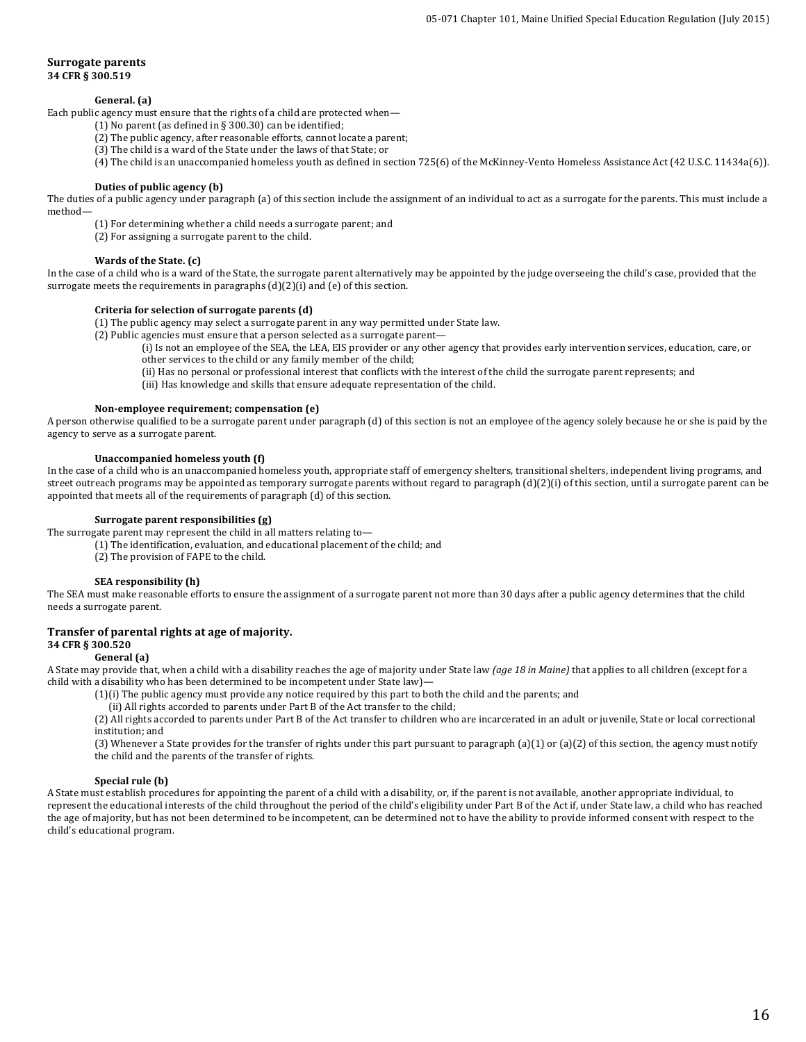## Surrogate parents
**34 CFR § 300.519**

#### General. (a)
Each public agency must ensure that the rights of a child are protected when—

(1) No parent (as defined in § 300.30) can be identified;
(2) The public agency, after reasonable efforts, cannot locate a parent;
(3) The child is a ward of the State under the laws of that State; or
(4) The child is an unaccompanied homeless youth as defined in section 725(6) of the McKinney-Vento Homeless Assistance Act (42 U.S.C. 11434a(6)).

#### Duties of public agency (b)
The duties of a public agency under paragraph (a) of this section include the assignment of an individual to act as a surrogate for the parents. This must include a method—

(1) For determining whether a child needs a surrogate parent; and
(2) For assigning a surrogate parent to the child.

#### Wards of the State. (c)
In the case of a child who is a ward of the State, the surrogate parent alternatively may be appointed by the judge overseeing the child's case, provided that the surrogate meets the requirements in paragraphs (d)(2)(i) and (e) of this section.

#### Criteria for selection of surrogate parents (d)
(1) The public agency may select a surrogate parent in any way permitted under State law.
(2) Public agencies must ensure that a person selected as a surrogate parent—

(i) Is not an employee of the SEA, the LEA, EIS provider or any other agency that provides early intervention services, education, care, or other services to the child or any family member of the child;
(ii) Has no personal or professional interest that conflicts with the interest of the child the surrogate parent represents; and
(iii) Has knowledge and skills that ensure adequate representation of the child.

#### Non-employee requirement; compensation (e)
A person otherwise qualified to be a surrogate parent under paragraph (d) of this section is not an employee of the agency solely because he or she is paid by the agency to serve as a surrogate parent.

#### Unaccompanied homeless youth (f)
In the case of a child who is an unaccompanied homeless youth, appropriate staff of emergency shelters, transitional shelters, independent living programs, and street outreach programs may be appointed as temporary surrogate parents without regard to paragraph (d)(2)(i) of this section, until a surrogate parent can be appointed that meets all of the requirements of paragraph (d) of this section.

#### Surrogate parent responsibilities (g)
The surrogate parent may represent the child in all matters relating to—

(1) The identification, evaluation, and educational placement of the child; and
(2) The provision of FAPE to the child.

#### SEA responsibility (h)
The SEA must make reasonable efforts to ensure the assignment of a surrogate parent not more than 30 days after a public agency determines that the child needs a surrogate parent.

## Transfer of parental rights at age of majority.
**34 CFR § 300.520**

#### General (a)
A State may provide that, when a child with a disability reaches the age of majority under State law *(age 18 in Maine)* that applies to all children (except for a child with a disability who has been determined to be incompetent under State law)—

(1)(i) The public agency must provide any notice required by this part to both the child and the parents; and
(ii) All rights accorded to parents under Part B of the Act transfer to the child;

(2) All rights accorded to parents under Part B of the Act transfer to children who are incarcerated in an adult or juvenile, State or local correctional institution; and
(3) Whenever a State provides for the transfer of rights under this part pursuant to paragraph (a)(1) or (a)(2) of this section, the agency must notify the child and the parents of the transfer of rights.

#### Special rule (b)
A State must establish procedures for appointing the parent of a child with a disability, or, if the parent is not available, another appropriate individual, to represent the educational interests of the child throughout the period of the child's eligibility under Part B of the Act if, under State law, a child who has reached the age of majority, but has not been determined to be incompetent, can be determined not to have the ability to provide informed consent with respect to the child's educational program.